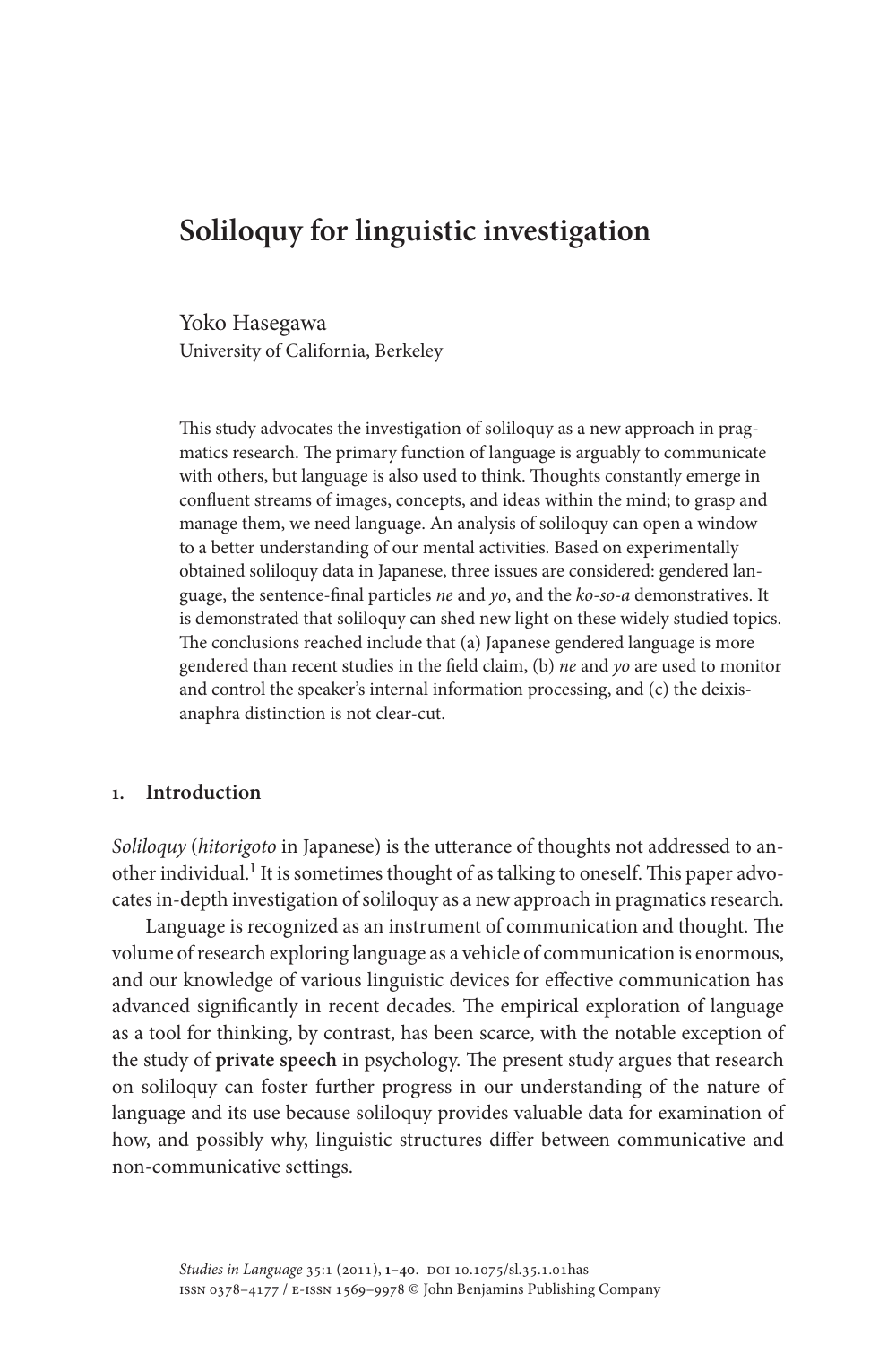# Soliloquy for linguistic investigation

Yoko Hasegawa
University of California, Berkeley

This study advocates the investigation of soliloquy as a new approach in pragmatics research. The primary function of language is arguably to communicate with others, but language is also used to think. Thoughts constantly emerge in confluent streams of images, concepts, and ideas within the mind; to grasp and manage them, we need language. An analysis of soliloquy can open a window to a better understanding of our mental activities. Based on experimentally obtained soliloquy data in Japanese, three issues are considered: gendered language, the sentence-final particles *ne* and *yo*, and the *ko-so-a* demonstratives. It is demonstrated that soliloquy can shed new light on these widely studied topics. The conclusions reached include that (a) Japanese gendered language is more gendered than recent studies in the field claim, (b) *ne* and *yo* are used to monitor and control the speaker's internal information processing, and (c) the deixis-anaphra distinction is not clear-cut.

## 1. Introduction

*Soliloquy* (*hitorigoto* in Japanese) is the utterance of thoughts not addressed to another individual.[1] It is sometimes thought of as talking to oneself. This paper advocates in-depth investigation of soliloquy as a new approach in pragmatics research.

Language is recognized as an instrument of communication and thought. The volume of research exploring language as a vehicle of communication is enormous, and our knowledge of various linguistic devices for effective communication has advanced significantly in recent decades. The empirical exploration of language as a tool for thinking, by contrast, has been scarce, with the notable exception of the study of **private speech** in psychology. The present study argues that research on soliloquy can foster further progress in our understanding of the nature of language and its use because soliloquy provides valuable data for examination of how, and possibly why, linguistic structures differ between communicative and non-communicative settings.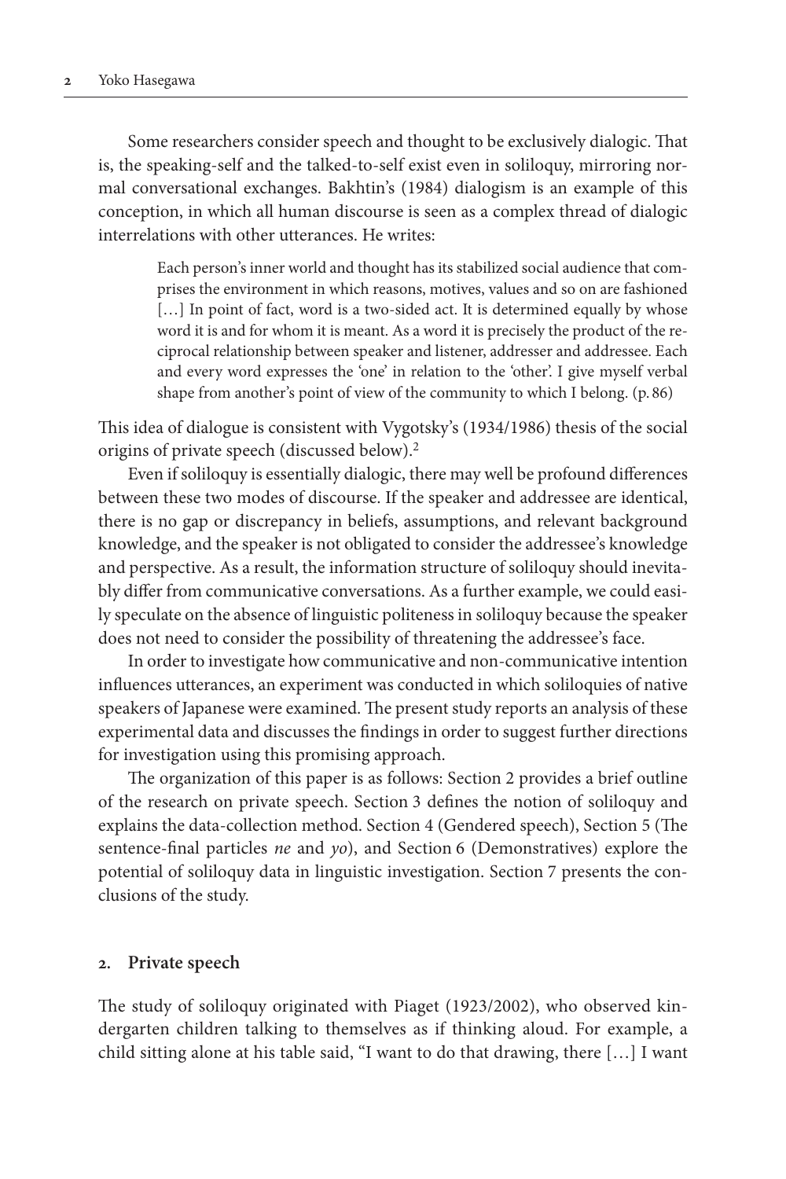Some researchers consider speech and thought to be exclusively dialogic. That is, the speaking-self and the talked-to-self exist even in soliloquy, mirroring normal conversational exchanges. Bakhtin's (1984) dialogism is an example of this conception, in which all human discourse is seen as a complex thread of dialogic interrelations with other utterances. He writes:

> Each person's inner world and thought has its stabilized social audience that comprises the environment in which reasons, motives, values and so on are fashioned […] In point of fact, word is a two-sided act. It is determined equally by whose word it is and for whom it is meant. As a word it is precisely the product of the reciprocal relationship between speaker and listener, addresser and addressee. Each and every word expresses the 'one' in relation to the 'other'. I give myself verbal shape from another's point of view of the community to which I belong. (p. 86)

This idea of dialogue is consistent with Vygotsky's (1934/1986) thesis of the social origins of private speech (discussed below).[2]

Even if soliloquy is essentially dialogic, there may well be profound differences between these two modes of discourse. If the speaker and addressee are identical, there is no gap or discrepancy in beliefs, assumptions, and relevant background knowledge, and the speaker is not obligated to consider the addressee's knowledge and perspective. As a result, the information structure of soliloquy should inevitably differ from communicative conversations. As a further example, we could easily speculate on the absence of linguistic politeness in soliloquy because the speaker does not need to consider the possibility of threatening the addressee's face.

In order to investigate how communicative and non-communicative intention influences utterances, an experiment was conducted in which soliloquies of native speakers of Japanese were examined. The present study reports an analysis of these experimental data and discusses the findings in order to suggest further directions for investigation using this promising approach.

The organization of this paper is as follows: Section 2 provides a brief outline of the research on private speech. Section 3 defines the notion of soliloquy and explains the data-collection method. Section 4 (Gendered speech), Section 5 (The sentence-final particles *ne* and *yo*), and Section 6 (Demonstratives) explore the potential of soliloquy data in linguistic investigation. Section 7 presents the conclusions of the study.

## 2. Private speech

The study of soliloquy originated with Piaget (1923/2002), who observed kindergarten children talking to themselves as if thinking aloud. For example, a child sitting alone at his table said, "I want to do that drawing, there […] I want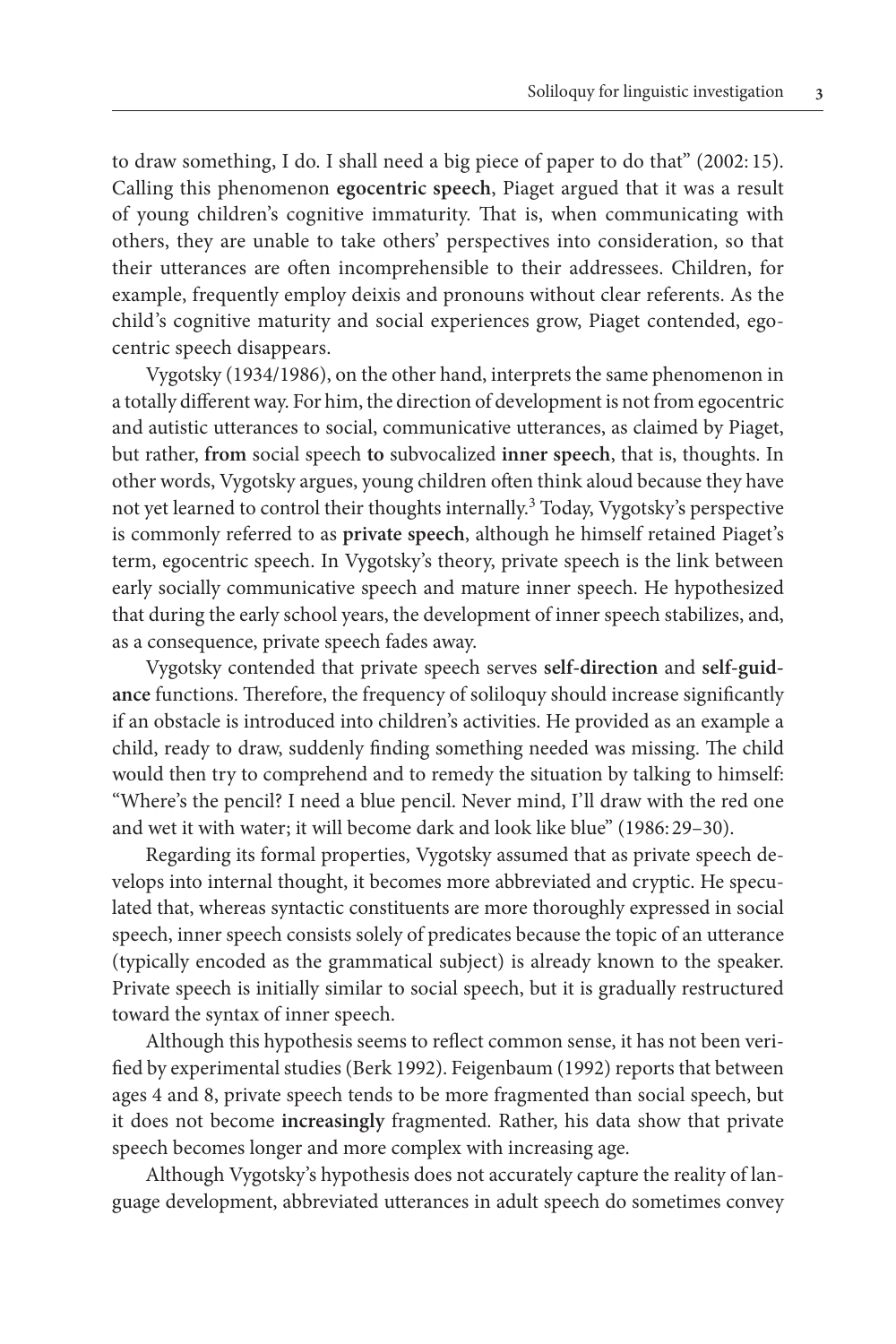to draw something, I do. I shall need a big piece of paper to do that" (2002: 15). Calling this phenomenon **egocentric speech**, Piaget argued that it was a result of young children's cognitive immaturity. That is, when communicating with others, they are unable to take others' perspectives into consideration, so that their utterances are often incomprehensible to their addressees. Children, for example, frequently employ deixis and pronouns without clear referents. As the child's cognitive maturity and social experiences grow, Piaget contended, egocentric speech disappears.

Vygotsky (1934/1986), on the other hand, interprets the same phenomenon in a totally different way. For him, the direction of development is not from egocentric and autistic utterances to social, communicative utterances, as claimed by Piaget, but rather, **from** social speech **to** subvocalized **inner speech**, that is, thoughts. In other words, Vygotsky argues, young children often think aloud because they have not yet learned to control their thoughts internally.[3] Today, Vygotsky's perspective is commonly referred to as **private speech**, although he himself retained Piaget's term, egocentric speech. In Vygotsky's theory, private speech is the link between early socially communicative speech and mature inner speech. He hypothesized that during the early school years, the development of inner speech stabilizes, and, as a consequence, private speech fades away.

Vygotsky contended that private speech serves **self-direction** and **self-guidance** functions. Therefore, the frequency of soliloquy should increase significantly if an obstacle is introduced into children's activities. He provided as an example a child, ready to draw, suddenly finding something needed was missing. The child would then try to comprehend and to remedy the situation by talking to himself: "Where's the pencil? I need a blue pencil. Never mind, I'll draw with the red one and wet it with water; it will become dark and look like blue" (1986: 29–30).

Regarding its formal properties, Vygotsky assumed that as private speech develops into internal thought, it becomes more abbreviated and cryptic. He speculated that, whereas syntactic constituents are more thoroughly expressed in social speech, inner speech consists solely of predicates because the topic of an utterance (typically encoded as the grammatical subject) is already known to the speaker. Private speech is initially similar to social speech, but it is gradually restructured toward the syntax of inner speech.

Although this hypothesis seems to reflect common sense, it has not been verified by experimental studies (Berk 1992). Feigenbaum (1992) reports that between ages 4 and 8, private speech tends to be more fragmented than social speech, but it does not become **increasingly** fragmented. Rather, his data show that private speech becomes longer and more complex with increasing age.

Although Vygotsky's hypothesis does not accurately capture the reality of language development, abbreviated utterances in adult speech do sometimes convey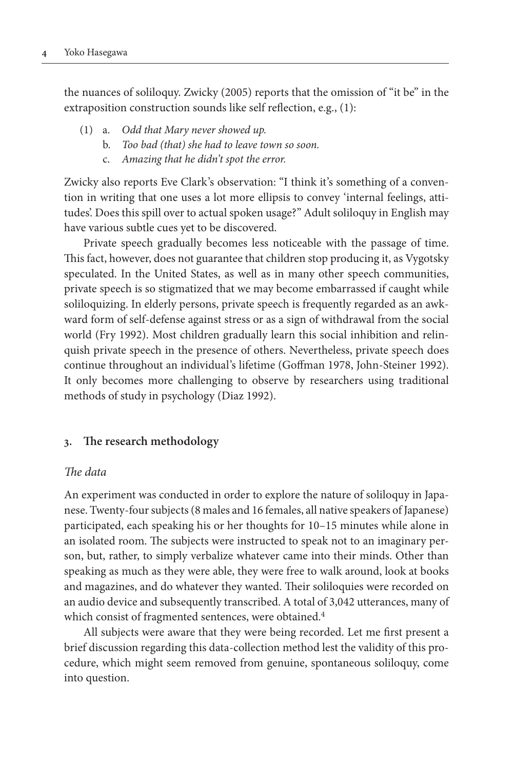the nuances of soliloquy. Zwicky (2005) reports that the omission of "it be" in the extraposition construction sounds like self reflection, e.g., (1):

(1) a. *Odd that Mary never showed up.*
  b. *Too bad (that) she had to leave town so soon.*
  c. *Amazing that he didn't spot the error.*

Zwicky also reports Eve Clark's observation: "I think it's something of a convention in writing that one uses a lot more ellipsis to convey 'internal feelings, attitudes'. Does this spill over to actual spoken usage?" Adult soliloquy in English may have various subtle cues yet to be discovered.

Private speech gradually becomes less noticeable with the passage of time. This fact, however, does not guarantee that children stop producing it, as Vygotsky speculated. In the United States, as well as in many other speech communities, private speech is so stigmatized that we may become embarrassed if caught while soliloquizing. In elderly persons, private speech is frequently regarded as an awkward form of self-defense against stress or as a sign of withdrawal from the social world (Fry 1992). Most children gradually learn this social inhibition and relinquish private speech in the presence of others. Nevertheless, private speech does continue throughout an individual's lifetime (Goffman 1978, John-Steiner 1992). It only becomes more challenging to observe by researchers using traditional methods of study in psychology (Diaz 1992).

## 3. The research methodology

### *The data*

An experiment was conducted in order to explore the nature of soliloquy in Japanese. Twenty-four subjects (8 males and 16 females, all native speakers of Japanese) participated, each speaking his or her thoughts for 10–15 minutes while alone in an isolated room. The subjects were instructed to speak not to an imaginary person, but, rather, to simply verbalize whatever came into their minds. Other than speaking as much as they were able, they were free to walk around, look at books and magazines, and do whatever they wanted. Their soliloquies were recorded on an audio device and subsequently transcribed. A total of 3,042 utterances, many of which consist of fragmented sentences, were obtained.[4]

All subjects were aware that they were being recorded. Let me first present a brief discussion regarding this data-collection method lest the validity of this procedure, which might seem removed from genuine, spontaneous soliloquy, come into question.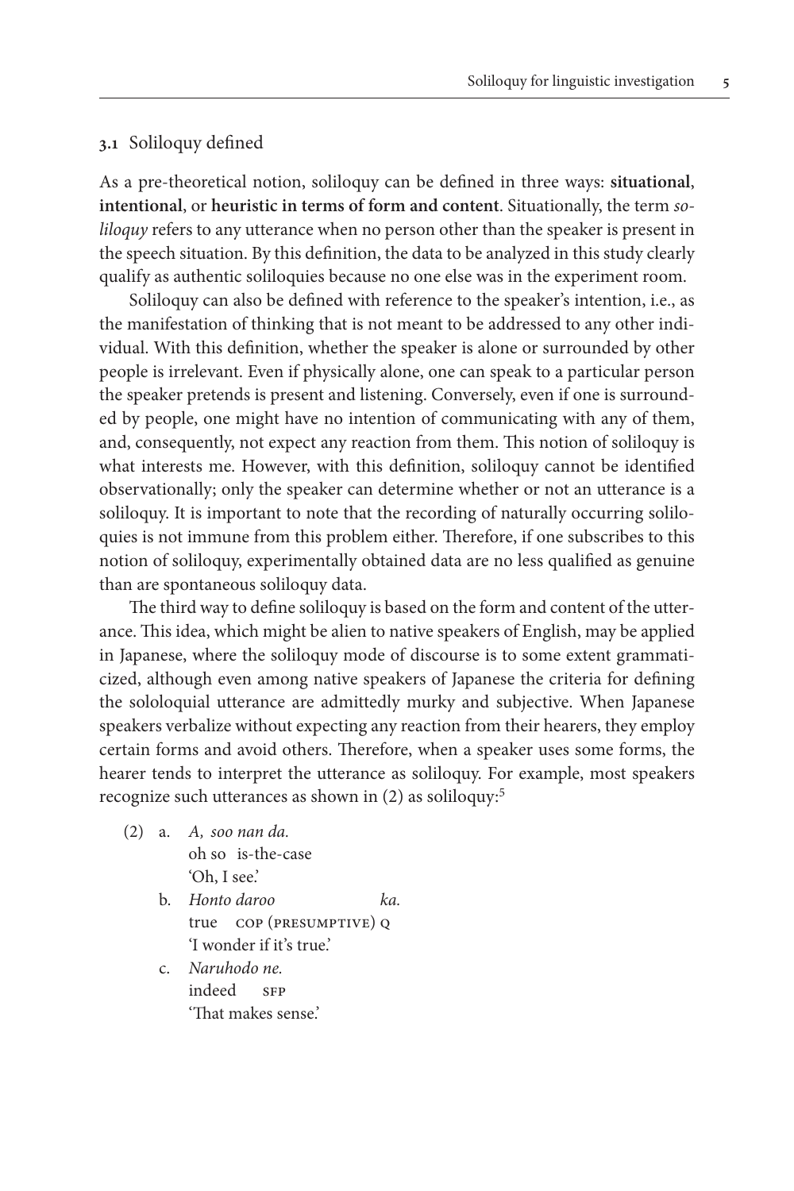### 3.1 Soliloquy defined

As a pre-theoretical notion, soliloquy can be defined in three ways: **situational**, **intentional**, or **heuristic in terms of form and content**. Situationally, the term *soliloquy* refers to any utterance when no person other than the speaker is present in the speech situation. By this definition, the data to be analyzed in this study clearly qualify as authentic soliloquies because no one else was in the experiment room.

Soliloquy can also be defined with reference to the speaker's intention, i.e., as the manifestation of thinking that is not meant to be addressed to any other individual. With this definition, whether the speaker is alone or surrounded by other people is irrelevant. Even if physically alone, one can speak to a particular person the speaker pretends is present and listening. Conversely, even if one is surrounded by people, one might have no intention of communicating with any of them, and, consequently, not expect any reaction from them. This notion of soliloquy is what interests me. However, with this definition, soliloquy cannot be identified observationally; only the speaker can determine whether or not an utterance is a soliloquy. It is important to note that the recording of naturally occurring soliloquies is not immune from this problem either. Therefore, if one subscribes to this notion of soliloquy, experimentally obtained data are no less qualified as genuine than are spontaneous soliloquy data.

The third way to define soliloquy is based on the form and content of the utterance. This idea, which might be alien to native speakers of English, may be applied in Japanese, where the soliloquy mode of discourse is to some extent grammaticized, although even among native speakers of Japanese the criteria for defining the sololoquial utterance are admittedly murky and subjective. When Japanese speakers verbalize without expecting any reaction from their hearers, they employ certain forms and avoid others. Therefore, when a speaker uses some forms, the hearer tends to interpret the utterance as soliloquy. For example, most speakers recognize such utterances as shown in (2) as soliloquy:[5]

(2) a. *A, soo nan da.*
   oh so is-the-case
   'Oh, I see.'

b. *Honto daroo ka.*
   true COP (PRESUMPTIVE) Q
   'I wonder if it's true.'

c. *Naruhodo ne.*
   indeed SFP
   'That makes sense.'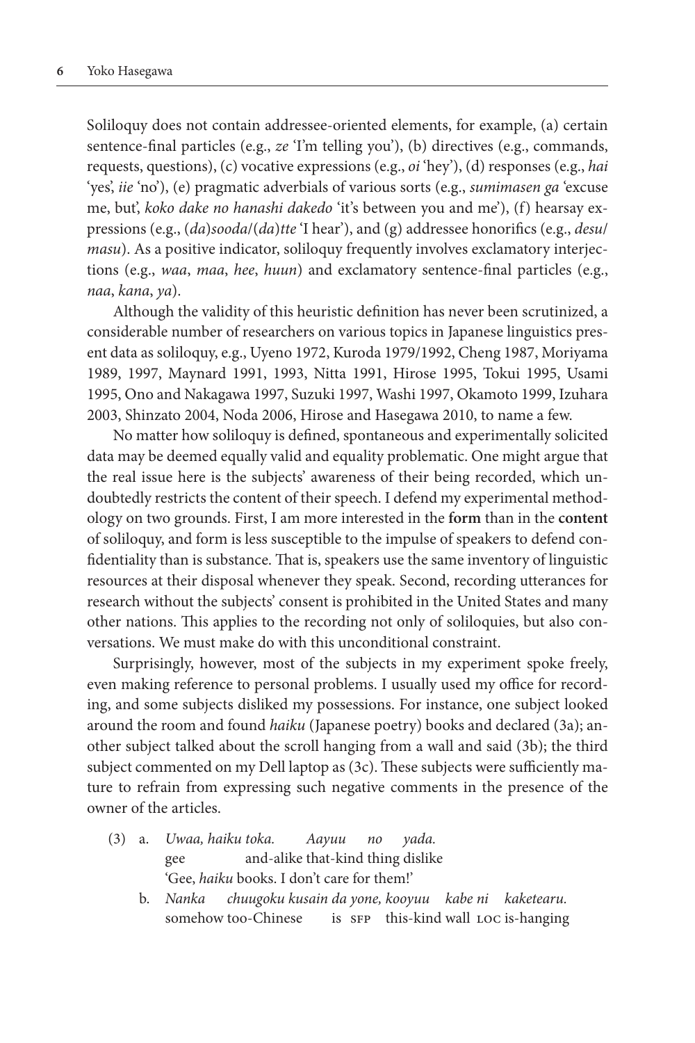Soliloquy does not contain addressee-oriented elements, for example, (a) certain sentence-final particles (e.g., *ze* 'I'm telling you'), (b) directives (e.g., commands, requests, questions), (c) vocative expressions (e.g., *oi* 'hey'), (d) responses (e.g., *hai* 'yes', *iie* 'no'), (e) pragmatic adverbials of various sorts (e.g., *sumimasen ga* 'excuse me, but', *koko dake no hanashi dakedo* 'it's between you and me'), (f) hearsay expressions (e.g., (*da*)*sooda*/(*da*)*tte* 'I hear'), and (g) addressee honorifics (e.g., *desu*/*masu*). As a positive indicator, soliloquy frequently involves exclamatory interjections (e.g., *waa*, *maa*, *hee*, *huun*) and exclamatory sentence-final particles (e.g., *naa*, *kana*, *ya*).

Although the validity of this heuristic definition has never been scrutinized, a considerable number of researchers on various topics in Japanese linguistics present data as soliloquy, e.g., Uyeno 1972, Kuroda 1979/1992, Cheng 1987, Moriyama 1989, 1997, Maynard 1991, 1993, Nitta 1991, Hirose 1995, Tokui 1995, Usami 1995, Ono and Nakagawa 1997, Suzuki 1997, Washi 1997, Okamoto 1999, Izuhara 2003, Shinzato 2004, Noda 2006, Hirose and Hasegawa 2010, to name a few.

No matter how soliloquy is defined, spontaneous and experimentally solicited data may be deemed equally valid and equality problematic. One might argue that the real issue here is the subjects' awareness of their being recorded, which undoubtedly restricts the content of their speech. I defend my experimental methodology on two grounds. First, I am more interested in the **form** than in the **content** of soliloquy, and form is less susceptible to the impulse of speakers to defend confidentiality than is substance. That is, speakers use the same inventory of linguistic resources at their disposal whenever they speak. Second, recording utterances for research without the subjects' consent is prohibited in the United States and many other nations. This applies to the recording not only of soliloquies, but also conversations. We must make do with this unconditional constraint.

Surprisingly, however, most of the subjects in my experiment spoke freely, even making reference to personal problems. I usually used my office for recording, and some subjects disliked my possessions. For instance, one subject looked around the room and found *haiku* (Japanese poetry) books and declared (3a); another subject talked about the scroll hanging from a wall and said (3b); the third subject commented on my Dell laptop as (3c). These subjects were sufficiently mature to refrain from expressing such negative comments in the presence of the owner of the articles.

(3) a. *Uwaa, haiku toka. Aayuu no yada.*
   gee and-alike that-kind thing dislike
   'Gee, *haiku* books. I don't care for them!'

   b. *Nanka chuugoku kusain da yone, kooyuu kabe ni kaketearu.*
   somehow too-Chinese is SFP this-kind wall LOC is-hanging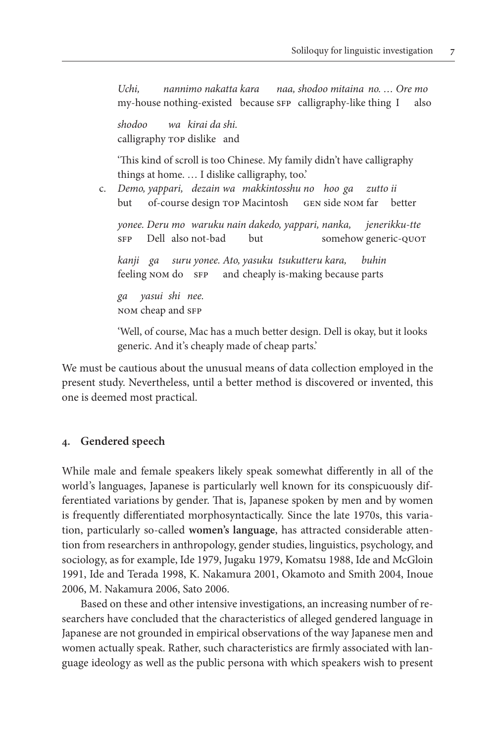*Uchi, nannimo nakatta kara naa, shodoo mitaina no. … Ore mo*
my-house nothing-existed because SFP calligraphy-like thing I also

*shodoo wa kirai da shi.*
calligraphy TOP dislike and

'This kind of scroll is too Chinese. My family didn't have calligraphy things at home. … I dislike calligraphy, too.'

c. *Demo, yappari, dezain wa makkintosshu no hoo ga zutto ii*
but of-course design TOP Macintosh GEN side NOM far better

*yonee. Deru mo waruku nain dakedo, yappari, nanka, jenerikku-tte*
SFP Dell also not-bad but somehow generic-QUOT

*kanji ga suru yonee. Ato, yasuku tsukutteru kara, buhin*
feeling NOM do SFP and cheaply is-making because parts

*ga yasui shi nee.*
NOM cheap and SFP

'Well, of course, Mac has a much better design. Dell is okay, but it looks generic. And it's cheaply made of cheap parts.'

We must be cautious about the unusual means of data collection employed in the present study. Nevertheless, until a better method is discovered or invented, this one is deemed most practical.

## 4. Gendered speech

While male and female speakers likely speak somewhat differently in all of the world's languages, Japanese is particularly well known for its conspicuously differentiated variations by gender. That is, Japanese spoken by men and by women is frequently differentiated morphosyntactically. Since the late 1970s, this variation, particularly so-called **women's language**, has attracted considerable attention from researchers in anthropology, gender studies, linguistics, psychology, and sociology, as for example, Ide 1979, Jugaku 1979, Komatsu 1988, Ide and McGloin 1991, Ide and Terada 1998, K. Nakamura 2001, Okamoto and Smith 2004, Inoue 2006, M. Nakamura 2006, Sato 2006.

Based on these and other intensive investigations, an increasing number of researchers have concluded that the characteristics of alleged gendered language in Japanese are not grounded in empirical observations of the way Japanese men and women actually speak. Rather, such characteristics are firmly associated with language ideology as well as the public persona with which speakers wish to present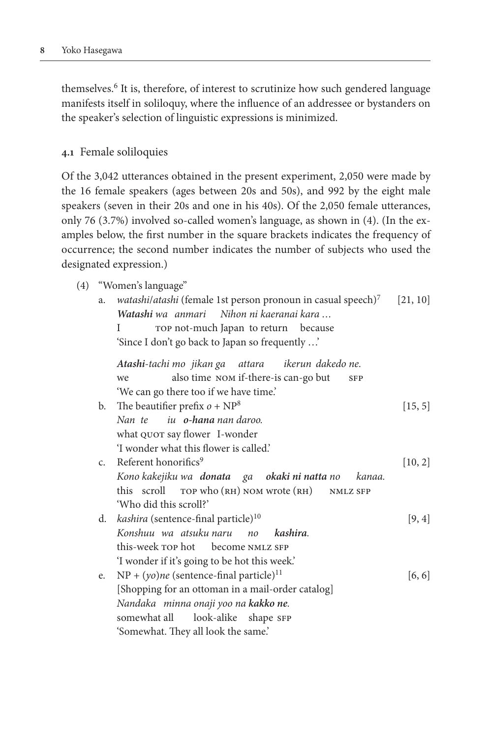themselves.[6] It is, therefore, of interest to scrutinize how such gendered language manifests itself in soliloquy, where the influence of an addressee or bystanders on the speaker's selection of linguistic expressions is minimized.

### 4.1 Female soliloquies

Of the 3,042 utterances obtained in the present experiment, 2,050 were made by the 16 female speakers (ages between 20s and 50s), and 992 by the eight male speakers (seven in their 20s and one in his 40s). Of the 2,050 female utterances, only 76 (3.7%) involved so-called women's language, as shown in (4). (In the examples below, the first number in the square brackets indicates the frequency of occurrence; the second number indicates the number of subjects who used the designated expression.)

(4) "Women's language"

a. *watashi*/*atashi* (female 1st person pronoun in casual speech)[7] [21, 10]

*__Watashi__ wa anmari Nihon ni kaeranai kara …*
I TOP not-much Japan to return because
'Since I don't go back to Japan so frequently …'

*__Atashi__-tachi mo jikan ga attara ikerun dakedo ne.*
we also time NOM if-there-is can-go but SFP
'We can go there too if we have time.'

b. The beautifier prefix *o* + NP[8] [15, 5]

*Nan te iu __o-hana__ nan daroo.*
what QUOT say flower I-wonder
'I wonder what this flower is called.'

c. Referent honorifics[9] [10, 2]

*Kono kakejiku wa __donata__ ga __okaki ni natta__ no kanaa.*
this scroll TOP who (RH) NOM wrote (RH) NMLZ SFP
'Who did this scroll?'

d. *kashira* (sentence-final particle)[10] [9, 4]

*Konshuu wa atsuku naru no __kashira__.*
this-week TOP hot become NMLZ SFP
'I wonder if it's going to be hot this week.'

e. NP + (*yo*)*ne* (sentence-final particle)[11] [6, 6]

[Shopping for an ottoman in a mail-order catalog]
*Nandaka minna onaji yoo na __kakko ne__.*
somewhat all look-alike shape SFP
'Somewhat. They all look the same.'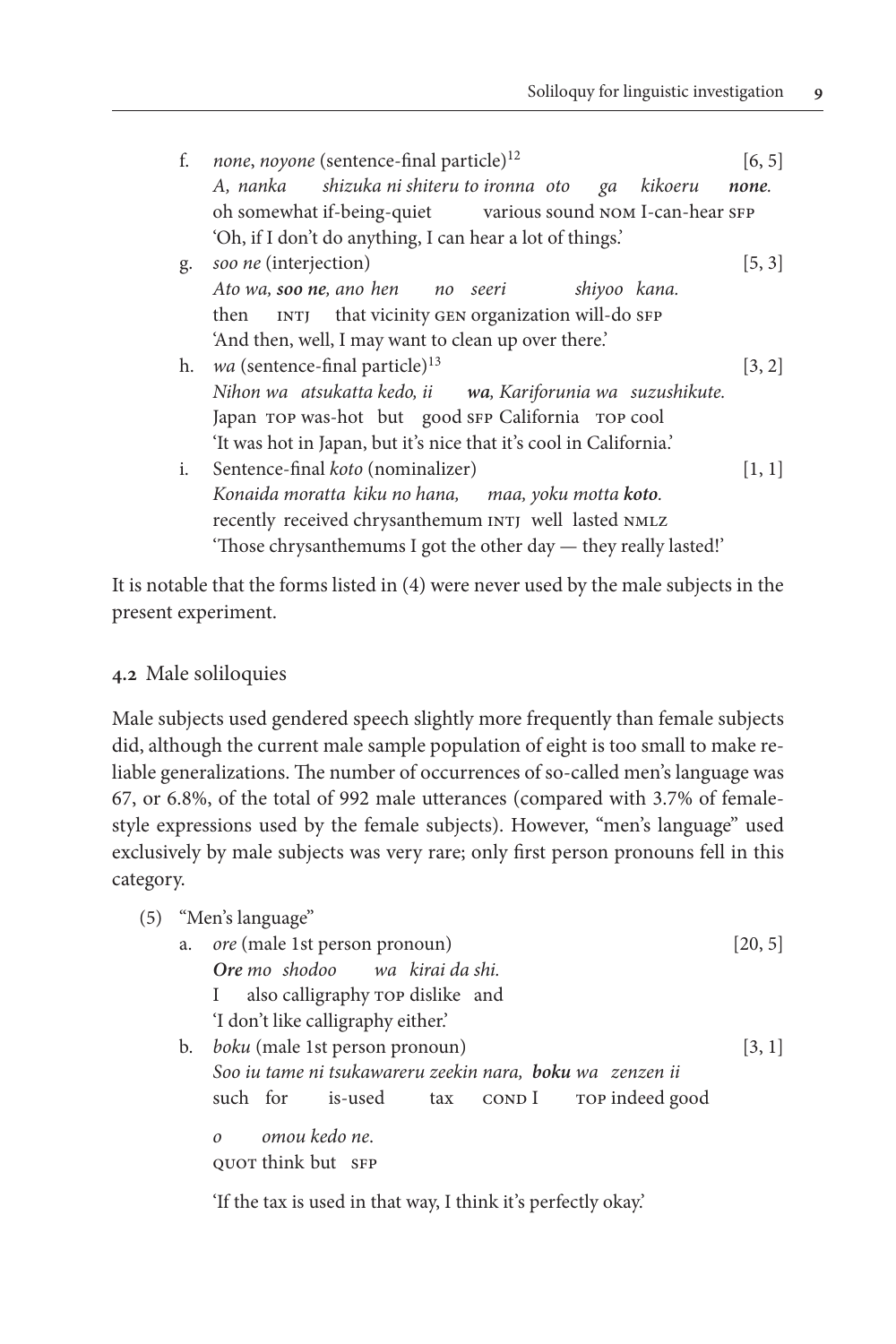f. *none*, *noyone* (sentence-final particle)[12] [6, 5]
*A, nanka shizuka ni shiteru to ironna oto ga kikoeru* ***none***.
oh somewhat if-being-quiet various sound NOM I-can-hear SFP
'Oh, if I don't do anything, I can hear a lot of things.'

g. *soo ne* (interjection) [5, 3]
*Ato wa,* ***soo ne****, ano hen no seeri shiyoo kana.*
then INTJ that vicinity GEN organization will-do SFP
'And then, well, I may want to clean up over there.'

h. *wa* (sentence-final particle)[13] [3, 2]
*Nihon wa atsukatta kedo, ii* ***wa****, Kariforunia wa suzushikute.*
Japan TOP was-hot but good SFP California TOP cool
'It was hot in Japan, but it's nice that it's cool in California.'

i. Sentence-final *koto* (nominalizer) [1, 1]
*Konaida moratta kiku no hana, maa, yoku motta* ***koto***.
recently received chrysanthemum INTJ well lasted NMLZ
'Those chrysanthemums I got the other day — they really lasted!'

It is notable that the forms listed in (4) were never used by the male subjects in the present experiment.

### 4.2 Male soliloquies

Male subjects used gendered speech slightly more frequently than female subjects did, although the current male sample population of eight is too small to make reliable generalizations. The number of occurrences of so-called men's language was 67, or 6.8%, of the total of 992 male utterances (compared with 3.7% of female-style expressions used by the female subjects). However, "men's language" used exclusively by male subjects was very rare; only first person pronouns fell in this category.

(5) "Men's language"

a. *ore* (male 1st person pronoun) [20, 5]
***Ore*** *mo shodoo wa kirai da shi.*
I also calligraphy TOP dislike and
'I don't like calligraphy either.'

b. *boku* (male 1st person pronoun) [3, 1]
*Soo iu tame ni tsukawareru zeekin nara,* ***boku*** *wa zenzen ii*
such for is-used tax COND I TOP indeed good

*o omou kedo ne.*
QUOT think but SFP

'If the tax is used in that way, I think it's perfectly okay.'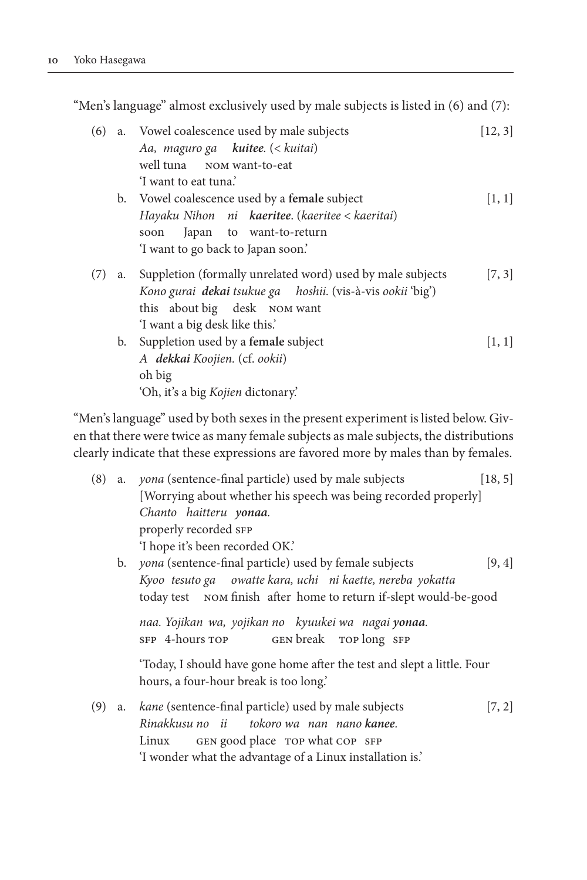"Men's language" almost exclusively used by male subjects is listed in (6) and (7):

(6) a. Vowel coalescence used by male subjects [12, 3]
*Aa, maguro ga* ***kuitee***. (< *kuitai*)
well tuna NOM want-to-eat
'I want to eat tuna.'

b. Vowel coalescence used by a **female** subject [1, 1]
*Hayaku Nihon ni* ***kaeritee***. (*kaeritee* < *kaeritai*)
soon Japan to want-to-return
'I want to go back to Japan soon.'

(7) a. Suppletion (formally unrelated word) used by male subjects [7, 3]
*Kono gurai* ***dekai*** *tsukue ga hoshii.* (vis-à-vis *ookii* 'big')
this about big desk NOM want
'I want a big desk like this.'

b. Suppletion used by a **female** subject [1, 1]
*A* ***dekkai*** *Koojien.* (cf. *ookii*)
oh big
'Oh, it's a big *Kojien* dictonary.'

"Men's language" used by both sexes in the present experiment is listed below. Given that there were twice as many female subjects as male subjects, the distributions clearly indicate that these expressions are favored more by males than by females.

(8) a. *yona* (sentence-final particle) used by male subjects [18, 5]
[Worrying about whether his speech was being recorded properly]
*Chanto haitteru* ***yonaa***.
properly recorded SFP
'I hope it's been recorded OK.'

b. *yona* (sentence-final particle) used by female subjects [9, 4]
*Kyoo tesuto ga owatte kara, uchi ni kaette, nereba yokatta*
today test NOM finish after home to return if-slept would-be-good

*naa. Yojikan wa, yojikan no kyuukei wa nagai* ***yonaa***.
SFP 4-hours TOP GEN break TOP long SFP

'Today, I should have gone home after the test and slept a little. Four hours, a four-hour break is too long.'

(9) a. *kane* (sentence-final particle) used by male subjects [7, 2]
*Rinakkusu no ii tokoro wa nan nano* ***kanee***.
Linux GEN good place TOP what COP SFP
'I wonder what the advantage of a Linux installation is.'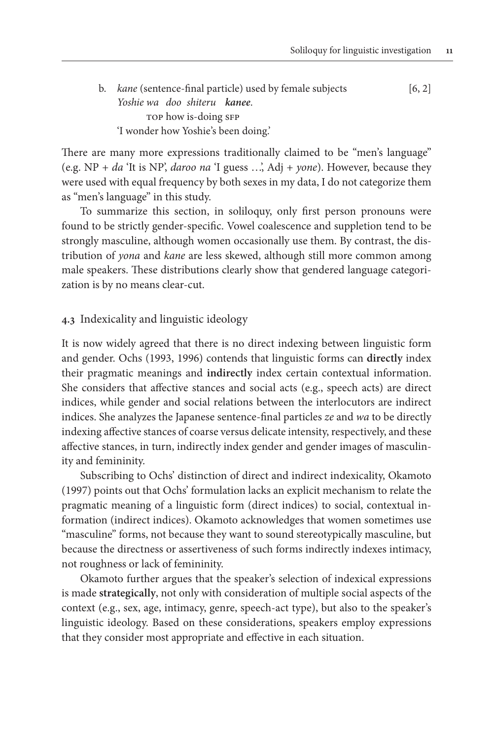b. *kane* (sentence-final particle) used by female subjects [6, 2]
*Yoshie wa doo shiteru **kanee**.*
TOP how is-doing SFP
'I wonder how Yoshie's been doing.'

There are many more expressions traditionally claimed to be "men's language" (e.g. NP + *da* 'It is NP', *daroo na* 'I guess …', Adj + *yone*). However, because they were used with equal frequency by both sexes in my data, I do not categorize them as "men's language" in this study.

To summarize this section, in soliloquy, only first person pronouns were found to be strictly gender-specific. Vowel coalescence and suppletion tend to be strongly masculine, although women occasionally use them. By contrast, the distribution of *yona* and *kane* are less skewed, although still more common among male speakers. These distributions clearly show that gendered language categorization is by no means clear-cut.

### 4.3 Indexicality and linguistic ideology

It is now widely agreed that there is no direct indexing between linguistic form and gender. Ochs (1993, 1996) contends that linguistic forms can **directly** index their pragmatic meanings and **indirectly** index certain contextual information. She considers that affective stances and social acts (e.g., speech acts) are direct indices, while gender and social relations between the interlocutors are indirect indices. She analyzes the Japanese sentence-final particles *ze* and *wa* to be directly indexing affective stances of coarse versus delicate intensity, respectively, and these affective stances, in turn, indirectly index gender and gender images of masculinity and femininity.

Subscribing to Ochs' distinction of direct and indirect indexicality, Okamoto (1997) points out that Ochs' formulation lacks an explicit mechanism to relate the pragmatic meaning of a linguistic form (direct indices) to social, contextual information (indirect indices). Okamoto acknowledges that women sometimes use "masculine" forms, not because they want to sound stereotypically masculine, but because the directness or assertiveness of such forms indirectly indexes intimacy, not roughness or lack of femininity.

Okamoto further argues that the speaker's selection of indexical expressions is made **strategically**, not only with consideration of multiple social aspects of the context (e.g., sex, age, intimacy, genre, speech-act type), but also to the speaker's linguistic ideology. Based on these considerations, speakers employ expressions that they consider most appropriate and effective in each situation.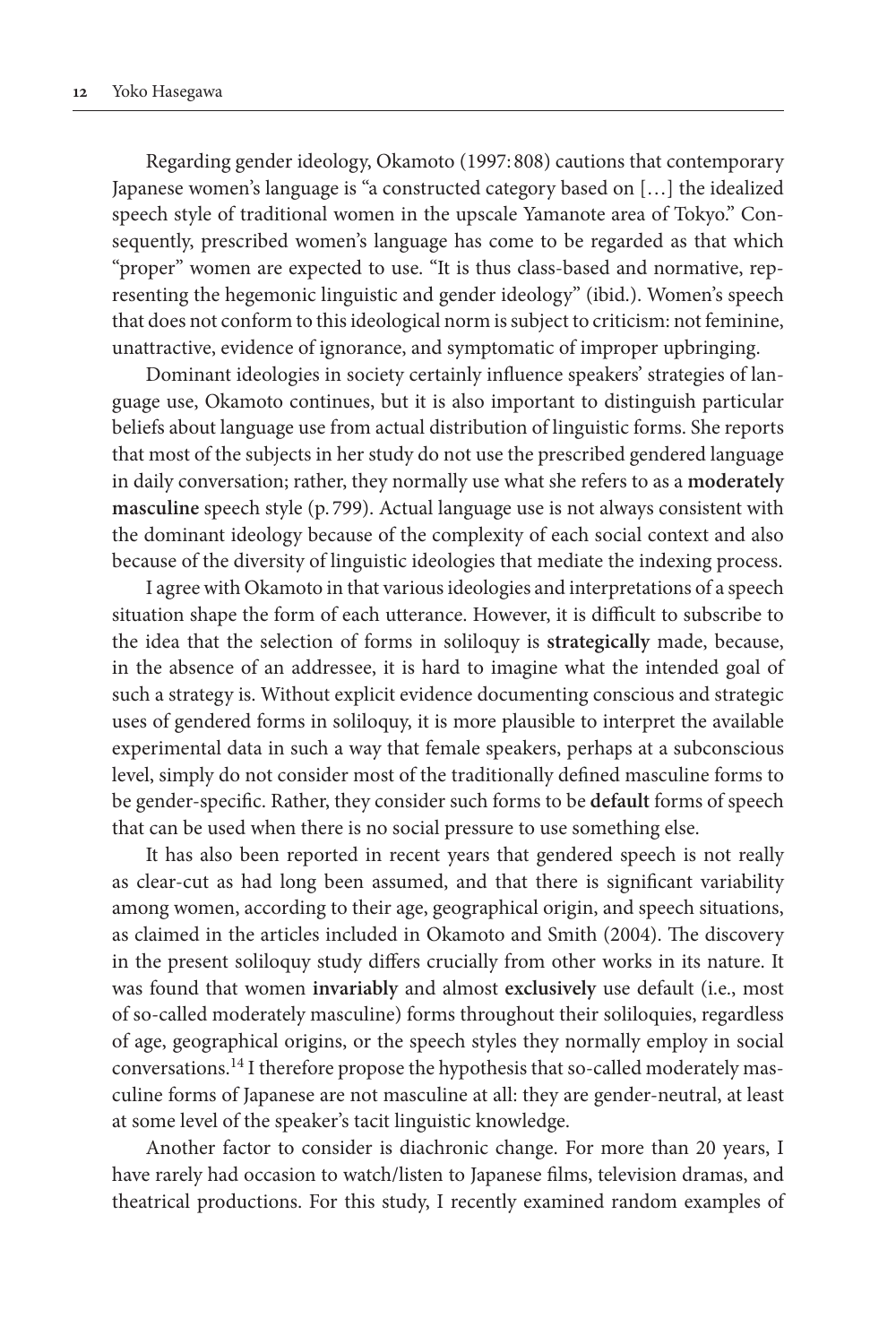Regarding gender ideology, Okamoto (1997: 808) cautions that contemporary Japanese women's language is "a constructed category based on […] the idealized speech style of traditional women in the upscale Yamanote area of Tokyo." Consequently, prescribed women's language has come to be regarded as that which "proper" women are expected to use. "It is thus class-based and normative, representing the hegemonic linguistic and gender ideology" (ibid.). Women's speech that does not conform to this ideological norm is subject to criticism: not feminine, unattractive, evidence of ignorance, and symptomatic of improper upbringing.

Dominant ideologies in society certainly influence speakers' strategies of language use, Okamoto continues, but it is also important to distinguish particular beliefs about language use from actual distribution of linguistic forms. She reports that most of the subjects in her study do not use the prescribed gendered language in daily conversation; rather, they normally use what she refers to as a **moderately masculine** speech style (p. 799). Actual language use is not always consistent with the dominant ideology because of the complexity of each social context and also because of the diversity of linguistic ideologies that mediate the indexing process.

I agree with Okamoto in that various ideologies and interpretations of a speech situation shape the form of each utterance. However, it is difficult to subscribe to the idea that the selection of forms in soliloquy is **strategically** made, because, in the absence of an addressee, it is hard to imagine what the intended goal of such a strategy is. Without explicit evidence documenting conscious and strategic uses of gendered forms in soliloquy, it is more plausible to interpret the available experimental data in such a way that female speakers, perhaps at a subconscious level, simply do not consider most of the traditionally defined masculine forms to be gender-specific. Rather, they consider such forms to be **default** forms of speech that can be used when there is no social pressure to use something else.

It has also been reported in recent years that gendered speech is not really as clear-cut as had long been assumed, and that there is significant variability among women, according to their age, geographical origin, and speech situations, as claimed in the articles included in Okamoto and Smith (2004). The discovery in the present soliloquy study differs crucially from other works in its nature. It was found that women **invariably** and almost **exclusively** use default (i.e., most of so-called moderately masculine) forms throughout their soliloquies, regardless of age, geographical origins, or the speech styles they normally employ in social conversations.[14] I therefore propose the hypothesis that so-called moderately masculine forms of Japanese are not masculine at all: they are gender-neutral, at least at some level of the speaker's tacit linguistic knowledge.

Another factor to consider is diachronic change. For more than 20 years, I have rarely had occasion to watch/listen to Japanese films, television dramas, and theatrical productions. For this study, I recently examined random examples of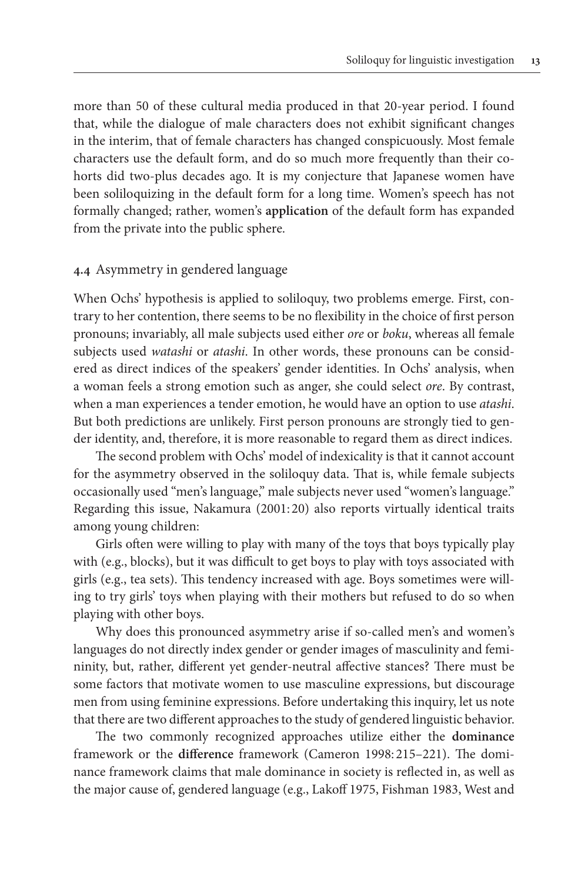more than 50 of these cultural media produced in that 20-year period. I found that, while the dialogue of male characters does not exhibit significant changes in the interim, that of female characters has changed conspicuously. Most female characters use the default form, and do so much more frequently than their cohorts did two-plus decades ago. It is my conjecture that Japanese women have been soliloquizing in the default form for a long time. Women's speech has not formally changed; rather, women's **application** of the default form has expanded from the private into the public sphere.

### 4.4 Asymmetry in gendered language

When Ochs' hypothesis is applied to soliloquy, two problems emerge. First, contrary to her contention, there seems to be no flexibility in the choice of first person pronouns; invariably, all male subjects used either *ore* or *boku*, whereas all female subjects used *watashi* or *atashi*. In other words, these pronouns can be considered as direct indices of the speakers' gender identities. In Ochs' analysis, when a woman feels a strong emotion such as anger, she could select *ore*. By contrast, when a man experiences a tender emotion, he would have an option to use *atashi*. But both predictions are unlikely. First person pronouns are strongly tied to gender identity, and, therefore, it is more reasonable to regard them as direct indices.

The second problem with Ochs' model of indexicality is that it cannot account for the asymmetry observed in the soliloquy data. That is, while female subjects occasionally used "men's language," male subjects never used "women's language." Regarding this issue, Nakamura (2001: 20) also reports virtually identical traits among young children:

Girls often were willing to play with many of the toys that boys typically play with (e.g., blocks), but it was difficult to get boys to play with toys associated with girls (e.g., tea sets). This tendency increased with age. Boys sometimes were willing to try girls' toys when playing with their mothers but refused to do so when playing with other boys.

Why does this pronounced asymmetry arise if so-called men's and women's languages do not directly index gender or gender images of masculinity and femininity, but, rather, different yet gender-neutral affective stances? There must be some factors that motivate women to use masculine expressions, but discourage men from using feminine expressions. Before undertaking this inquiry, let us note that there are two different approaches to the study of gendered linguistic behavior.

The two commonly recognized approaches utilize either the **dominance** framework or the **difference** framework (Cameron 1998: 215–221). The dominance framework claims that male dominance in society is reflected in, as well as the major cause of, gendered language (e.g., Lakoff 1975, Fishman 1983, West and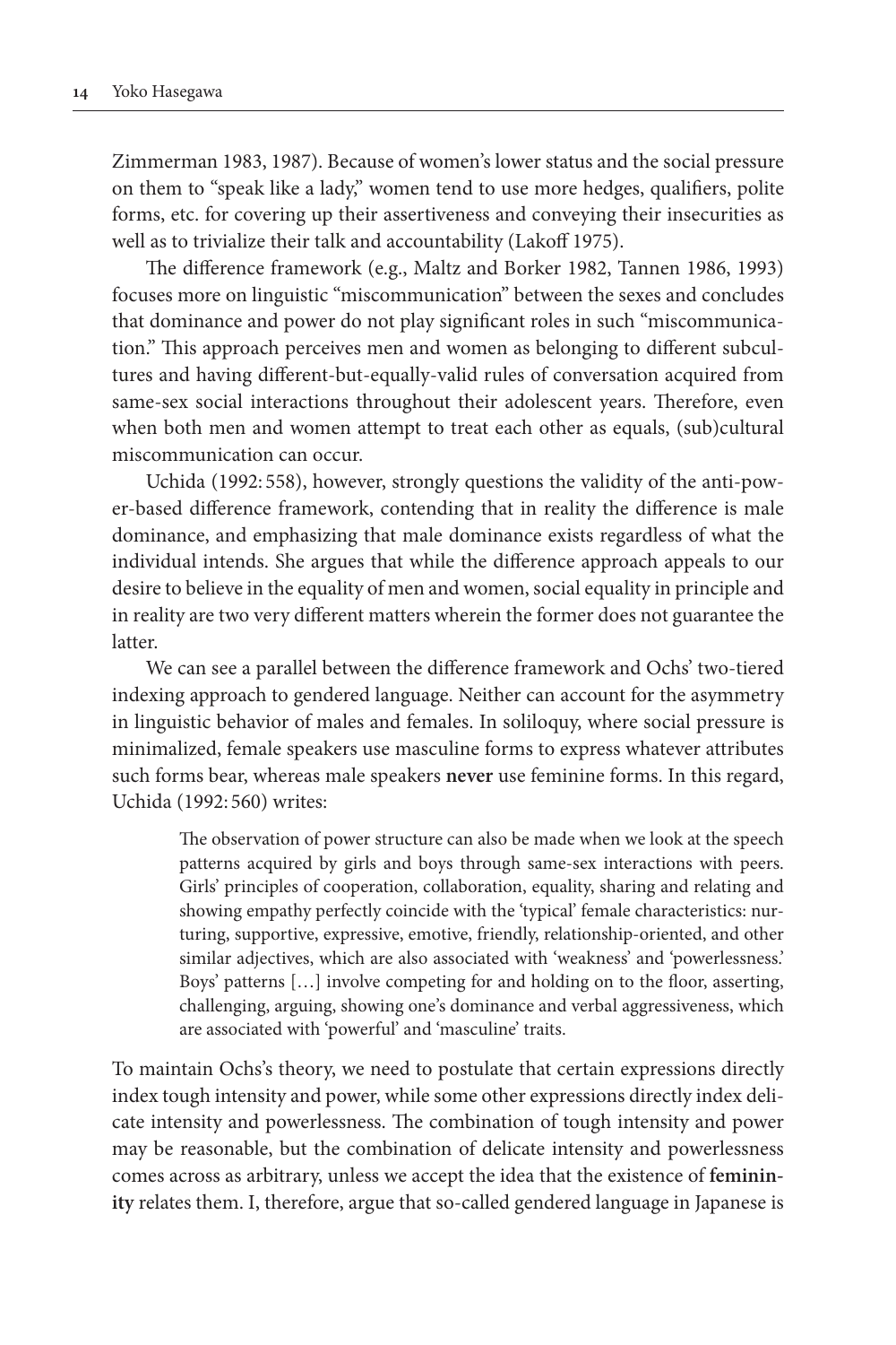Zimmerman 1983, 1987). Because of women's lower status and the social pressure on them to "speak like a lady," women tend to use more hedges, qualifiers, polite forms, etc. for covering up their assertiveness and conveying their insecurities as well as to trivialize their talk and accountability (Lakoff 1975).

The difference framework (e.g., Maltz and Borker 1982, Tannen 1986, 1993) focuses more on linguistic "miscommunication" between the sexes and concludes that dominance and power do not play significant roles in such "miscommunication." This approach perceives men and women as belonging to different subcultures and having different-but-equally-valid rules of conversation acquired from same-sex social interactions throughout their adolescent years. Therefore, even when both men and women attempt to treat each other as equals, (sub)cultural miscommunication can occur.

Uchida (1992: 558), however, strongly questions the validity of the anti-power-based difference framework, contending that in reality the difference is male dominance, and emphasizing that male dominance exists regardless of what the individual intends. She argues that while the difference approach appeals to our desire to believe in the equality of men and women, social equality in principle and in reality are two very different matters wherein the former does not guarantee the latter.

We can see a parallel between the difference framework and Ochs' two-tiered indexing approach to gendered language. Neither can account for the asymmetry in linguistic behavior of males and females. In soliloquy, where social pressure is minimalized, female speakers use masculine forms to express whatever attributes such forms bear, whereas male speakers **never** use feminine forms. In this regard, Uchida (1992: 560) writes:

> The observation of power structure can also be made when we look at the speech patterns acquired by girls and boys through same-sex interactions with peers. Girls' principles of cooperation, collaboration, equality, sharing and relating and showing empathy perfectly coincide with the 'typical' female characteristics: nurturing, supportive, expressive, emotive, friendly, relationship-oriented, and other similar adjectives, which are also associated with 'weakness' and 'powerlessness.' Boys' patterns […] involve competing for and holding on to the floor, asserting, challenging, arguing, showing one's dominance and verbal aggressiveness, which are associated with 'powerful' and 'masculine' traits.

To maintain Ochs's theory, we need to postulate that certain expressions directly index tough intensity and power, while some other expressions directly index delicate intensity and powerlessness. The combination of tough intensity and power may be reasonable, but the combination of delicate intensity and powerlessness comes across as arbitrary, unless we accept the idea that the existence of **femininity** relates them. I, therefore, argue that so-called gendered language in Japanese is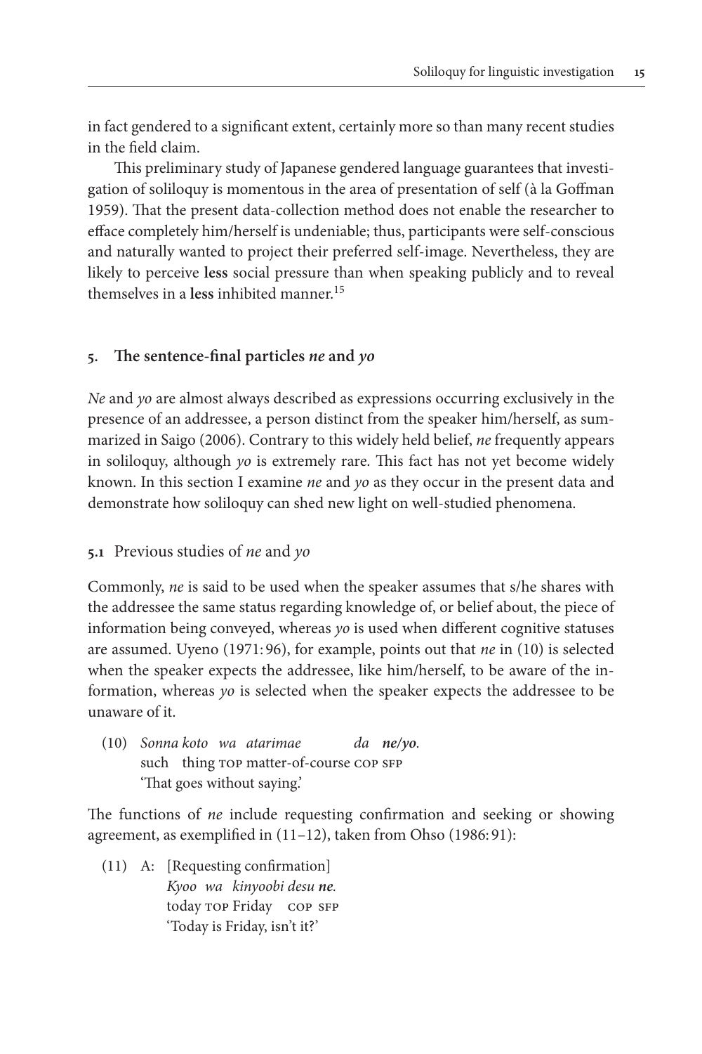in fact gendered to a significant extent, certainly more so than many recent studies in the field claim.

This preliminary study of Japanese gendered language guarantees that investigation of soliloquy is momentous in the area of presentation of self (à la Goffman 1959). That the present data-collection method does not enable the researcher to efface completely him/herself is undeniable; thus, participants were self-conscious and naturally wanted to project their preferred self-image. Nevertheless, they are likely to perceive **less** social pressure than when speaking publicly and to reveal themselves in a **less** inhibited manner.[15]

## 5. The sentence-final particles *ne* and *yo*

*Ne* and *yo* are almost always described as expressions occurring exclusively in the presence of an addressee, a person distinct from the speaker him/herself, as summarized in Saigo (2006). Contrary to this widely held belief, *ne* frequently appears in soliloquy, although *yo* is extremely rare. This fact has not yet become widely known. In this section I examine *ne* and *yo* as they occur in the present data and demonstrate how soliloquy can shed new light on well-studied phenomena.

### 5.1 Previous studies of *ne* and *yo*

Commonly, *ne* is said to be used when the speaker assumes that s/he shares with the addressee the same status regarding knowledge of, or belief about, the piece of information being conveyed, whereas *yo* is used when different cognitive statuses are assumed. Uyeno (1971: 96), for example, points out that *ne* in (10) is selected when the speaker expects the addressee, like him/herself, to be aware of the information, whereas *yo* is selected when the speaker expects the addressee to be unaware of it.

(10) *Sonna koto wa atarimae da* ***ne/yo****.*
such thing TOP matter-of-course COP SFP
'That goes without saying.'

The functions of *ne* include requesting confirmation and seeking or showing agreement, as exemplified in (11–12), taken from Ohso (1986: 91):

(11) A: [Requesting confirmation]
*Kyoo wa kinyoobi desu* ***ne****.*
today TOP Friday COP SFP
'Today is Friday, isn't it?'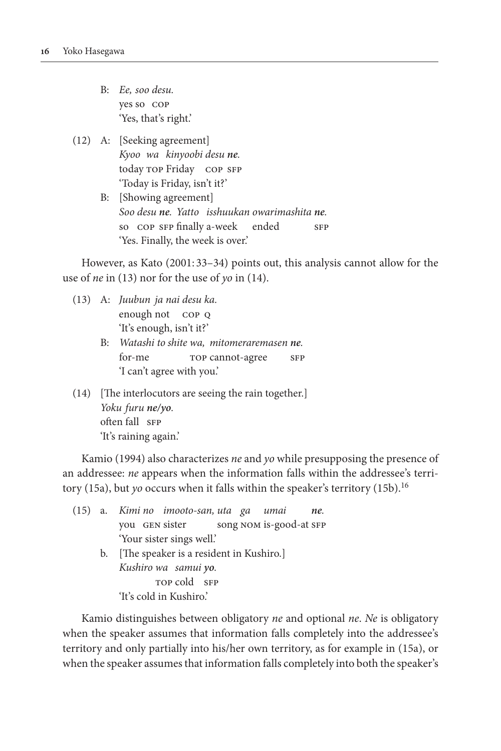B: *Ee, soo desu.*
yes so COP
'Yes, that's right.'

(12) A: [Seeking agreement]
*Kyoo wa kinyoobi desu **ne**.*
today TOP Friday COP SFP
'Today is Friday, isn't it?'

B: [Showing agreement]
*Soo desu **ne**. Yatto isshuukan owarimashita **ne**.*
so COP SFP finally a-week ended SFP
'Yes. Finally, the week is over.'

However, as Kato (2001: 33–34) points out, this analysis cannot allow for the use of *ne* in (13) nor for the use of *yo* in (14).

(13) A: *Juubun ja nai desu ka.*
enough not COP Q
'It's enough, isn't it?'

B: *Watashi to shite wa, mitomeraremasen **ne**.*
for-me TOP cannot-agree SFP
'I can't agree with you.'

(14) [The interlocutors are seeing the rain together.]
*Yoku furu **ne**/**yo**.*
often fall SFP
'It's raining again.'

Kamio (1994) also characterizes *ne* and *yo* while presupposing the presence of an addressee: *ne* appears when the information falls within the addressee's territory (15a), but *yo* occurs when it falls within the speaker's territory (15b).[16]

(15) a. *Kimi no imooto-san, uta ga umai **ne**.*
you GEN sister song NOM is-good-at SFP
'Your sister sings well.'

b. [The speaker is a resident in Kushiro.]
*Kushiro wa samui **yo**.*
TOP cold SFP
'It's cold in Kushiro.'

Kamio distinguishes between obligatory *ne* and optional *ne*. *Ne* is obligatory when the speaker assumes that information falls completely into the addressee's territory and only partially into his/her own territory, as for example in (15a), or when the speaker assumes that information falls completely into both the speaker's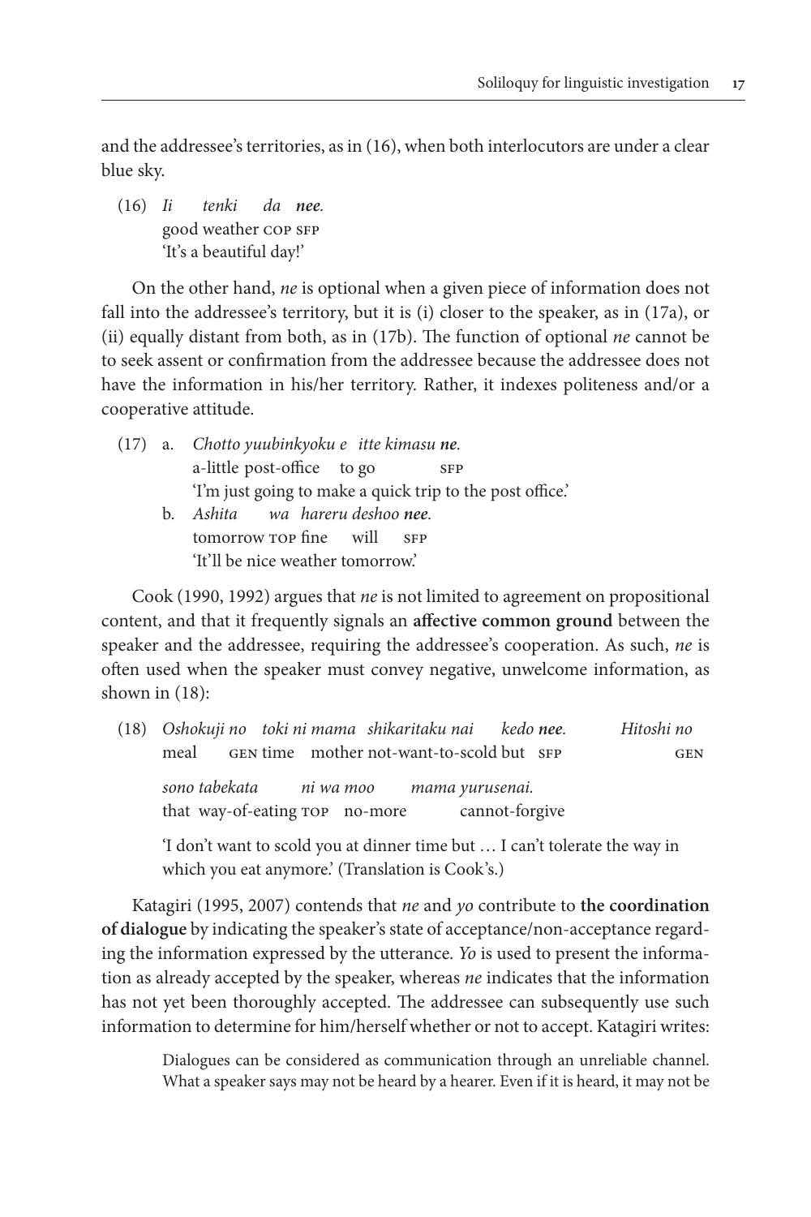and the addressee's territories, as in (16), when both interlocutors are under a clear blue sky.

(16) *Ii tenki da* ***nee.***
good weather COP SFP
'It's a beautiful day!'

On the other hand, *ne* is optional when a given piece of information does not fall into the addressee's territory, but it is (i) closer to the speaker, as in (17a), or (ii) equally distant from both, as in (17b). The function of optional *ne* cannot be to seek assent or confirmation from the addressee because the addressee does not have the information in his/her territory. Rather, it indexes politeness and/or a cooperative attitude.

(17) a. *Chotto yuubinkyoku e itte kimasu* ***ne.***
a-little post-office to go SFP
'I'm just going to make a quick trip to the post office.'

b. *Ashita wa hareru deshoo* ***nee.***
tomorrow TOP fine will SFP
'It'll be nice weather tomorrow.'

Cook (1990, 1992) argues that *ne* is not limited to agreement on propositional content, and that it frequently signals an **affective common ground** between the speaker and the addressee, requiring the addressee's cooperation. As such, *ne* is often used when the speaker must convey negative, unwelcome information, as shown in (18):

(18) *Oshokuji no toki ni mama shikaritaku nai kedo* ***nee.*** *Hitoshi no*
meal GEN time mother not-want-to-scold but SFP GEN

*sono tabekata ni wa moo mama yurusenai.*
that way-of-eating TOP no-more cannot-forgive

'I don't want to scold you at dinner time but … I can't tolerate the way in which you eat anymore.' (Translation is Cook's.)

Katagiri (1995, 2007) contends that *ne* and *yo* contribute to **the coordination of dialogue** by indicating the speaker's state of acceptance/non-acceptance regarding the information expressed by the utterance. *Yo* is used to present the information as already accepted by the speaker, whereas *ne* indicates that the information has not yet been thoroughly accepted. The addressee can subsequently use such information to determine for him/herself whether or not to accept. Katagiri writes:

> Dialogues can be considered as communication through an unreliable channel. What a speaker says may not be heard by a hearer. Even if it is heard, it may not be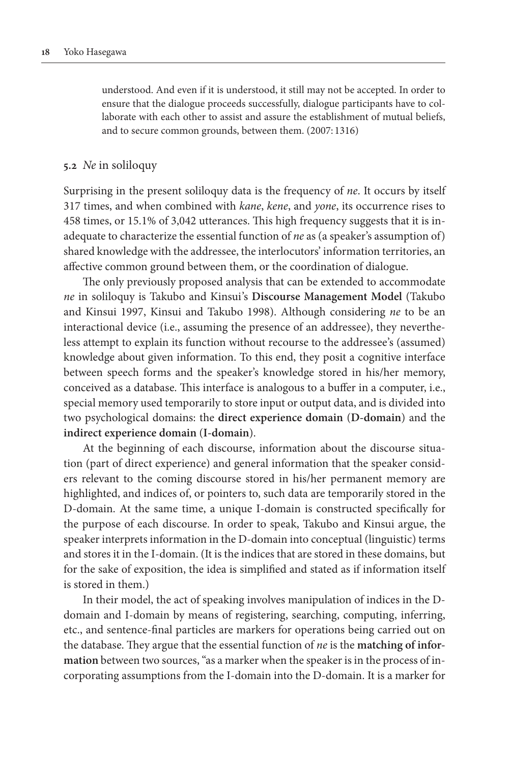understood. And even if it is understood, it still may not be accepted. In order to ensure that the dialogue proceeds successfully, dialogue participants have to collaborate with each other to assist and assure the establishment of mutual beliefs, and to secure common grounds, between them. (2007: 1316)

### 5.2 *Ne* in soliloquy

Surprising in the present soliloquy data is the frequency of *ne*. It occurs by itself 317 times, and when combined with *kane*, *kene*, and *yone*, its occurrence rises to 458 times, or 15.1% of 3,042 utterances. This high frequency suggests that it is inadequate to characterize the essential function of *ne* as (a speaker's assumption of) shared knowledge with the addressee, the interlocutors' information territories, an affective common ground between them, or the coordination of dialogue.

The only previously proposed analysis that can be extended to accommodate *ne* in soliloquy is Takubo and Kinsui's **Discourse Management Model** (Takubo and Kinsui 1997, Kinsui and Takubo 1998). Although considering *ne* to be an interactional device (i.e., assuming the presence of an addressee), they nevertheless attempt to explain its function without recourse to the addressee's (assumed) knowledge about given information. To this end, they posit a cognitive interface between speech forms and the speaker's knowledge stored in his/her memory, conceived as a database. This interface is analogous to a buffer in a computer, i.e., special memory used temporarily to store input or output data, and is divided into two psychological domains: the **direct experience domain** (**D-domain**) and the **indirect experience domain** (**I-domain**).

At the beginning of each discourse, information about the discourse situation (part of direct experience) and general information that the speaker considers relevant to the coming discourse stored in his/her permanent memory are highlighted, and indices of, or pointers to, such data are temporarily stored in the D-domain. At the same time, a unique I-domain is constructed specifically for the purpose of each discourse. In order to speak, Takubo and Kinsui argue, the speaker interprets information in the D-domain into conceptual (linguistic) terms and stores it in the I-domain. (It is the indices that are stored in these domains, but for the sake of exposition, the idea is simplified and stated as if information itself is stored in them.)

In their model, the act of speaking involves manipulation of indices in the D-domain and I-domain by means of registering, searching, computing, inferring, etc., and sentence-final particles are markers for operations being carried out on the database. They argue that the essential function of *ne* is the **matching of information** between two sources, "as a marker when the speaker is in the process of incorporating assumptions from the I-domain into the D-domain. It is a marker for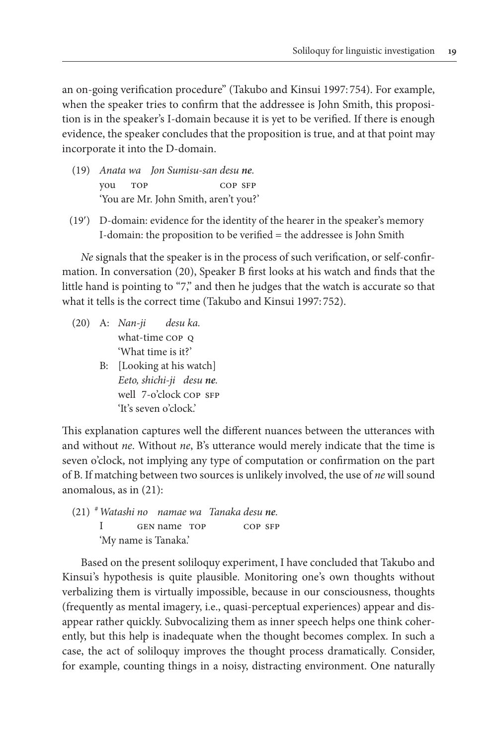an on-going verification procedure" (Takubo and Kinsui 1997: 754). For example, when the speaker tries to confirm that the addressee is John Smith, this proposition is in the speaker's I-domain because it is yet to be verified. If there is enough evidence, the speaker concludes that the proposition is true, and at that point may incorporate it into the D-domain.

(19) *Anata wa Jon Sumisu-san desu **ne**.*
you TOP COP SFP
'You are Mr. John Smith, aren't you?'

(19′) D-domain: evidence for the identity of the hearer in the speaker's memory
I-domain: the proposition to be verified = the addressee is John Smith

*Ne* signals that the speaker is in the process of such verification, or self-confirmation. In conversation (20), Speaker B first looks at his watch and finds that the little hand is pointing to "7," and then he judges that the watch is accurate so that what it tells is the correct time (Takubo and Kinsui 1997: 752).

(20) A: *Nan-ji desu ka.*
what-time COP Q
'What time is it?'
B: [Looking at his watch]
*Eeto, shichi-ji desu **ne**.*
well 7-o'clock COP SFP
'It's seven o'clock.'

This explanation captures well the different nuances between the utterances with and without *ne*. Without *ne*, B's utterance would merely indicate that the time is seven o'clock, not implying any type of computation or confirmation on the part of B. If matching between two sources is unlikely involved, the use of *ne* will sound anomalous, as in (21):

(21) # *Watashi no namae wa Tanaka desu **ne**.*
I GEN name TOP COP SFP
'My name is Tanaka.'

Based on the present soliloquy experiment, I have concluded that Takubo and Kinsui's hypothesis is quite plausible. Monitoring one's own thoughts without verbalizing them is virtually impossible, because in our consciousness, thoughts (frequently as mental imagery, i.e., quasi-perceptual experiences) appear and disappear rather quickly. Subvocalizing them as inner speech helps one think coherently, but this help is inadequate when the thought becomes complex. In such a case, the act of soliloquy improves the thought process dramatically. Consider, for example, counting things in a noisy, distracting environment. One naturally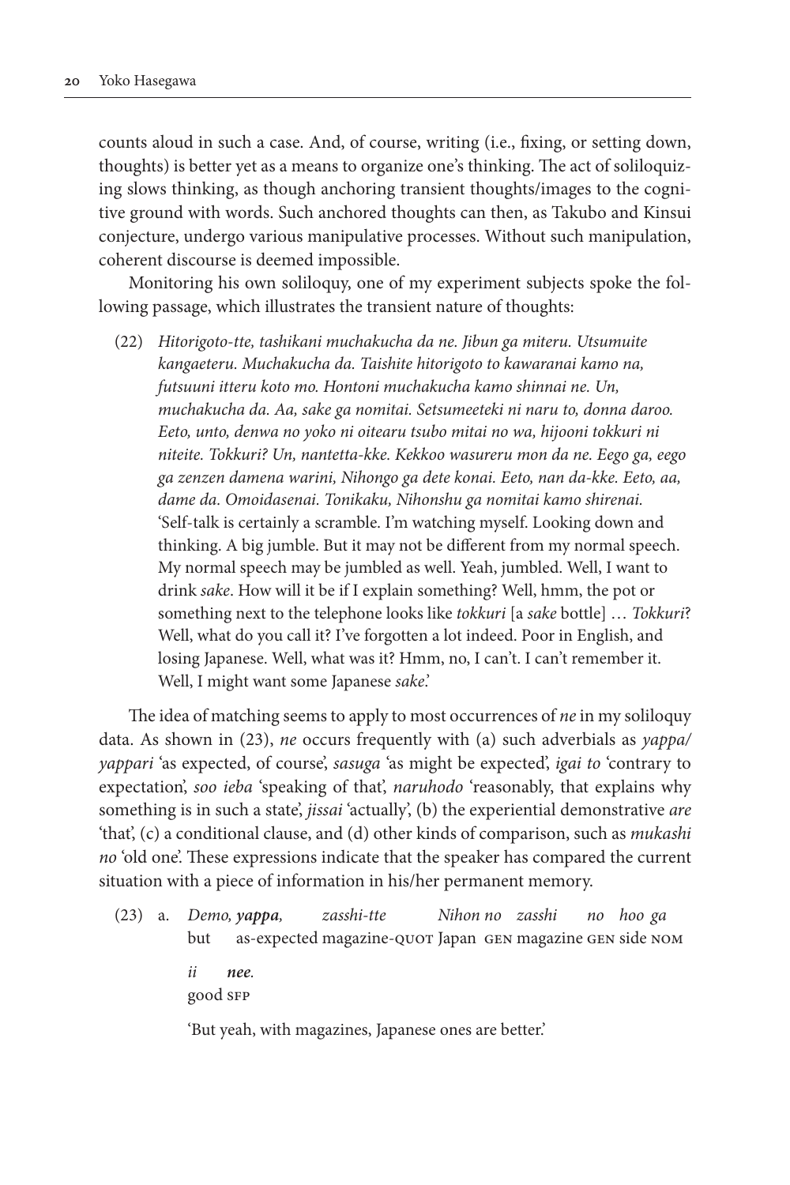counts aloud in such a case. And, of course, writing (i.e., fixing, or setting down, thoughts) is better yet as a means to organize one's thinking. The act of soliloquizing slows thinking, as though anchoring transient thoughts/images to the cognitive ground with words. Such anchored thoughts can then, as Takubo and Kinsui conjecture, undergo various manipulative processes. Without such manipulation, coherent discourse is deemed impossible.

Monitoring his own soliloquy, one of my experiment subjects spoke the following passage, which illustrates the transient nature of thoughts:

(22) *Hitorigoto-tte, tashikani muchakucha da ne. Jibun ga miteru. Utsumuite kangaeteru. Muchakucha da. Taishite hitorigoto to kawaranai kamo na, futsuuni itteru koto mo. Hontoni muchakucha kamo shinnai ne. Un, muchakucha da. Aa, sake ga nomitai. Setsumeeteki ni naru to, donna daroo. Eeto, unto, denwa no yoko ni oitearu tsubo mitai no wa, hijooni tokkuri ni niteite. Tokkuri? Un, nantetta-kke. Kekkoo wasureru mon da ne. Eego ga, eego ga zenzen damena warini, Nihongo ga dete konai. Eeto, nan da-kke. Eeto, aa, dame da. Omoidasenai. Tonikaku, Nihonshu ga nomitai kamo shirenai.*
'Self-talk is certainly a scramble. I'm watching myself. Looking down and thinking. A big jumble. But it may not be different from my normal speech. My normal speech may be jumbled as well. Yeah, jumbled. Well, I want to drink *sake*. How will it be if I explain something? Well, hmm, the pot or something next to the telephone looks like *tokkuri* [a *sake* bottle] … *Tokkuri*? Well, what do you call it? I've forgotten a lot indeed. Poor in English, and losing Japanese. Well, what was it? Hmm, no, I can't. I can't remember it. Well, I might want some Japanese *sake*.'

The idea of matching seems to apply to most occurrences of *ne* in my soliloquy data. As shown in (23), *ne* occurs frequently with (a) such adverbials as *yappa/yappari* 'as expected, of course', *sasuga* 'as might be expected', *igai to* 'contrary to expectation', *soo ieba* 'speaking of that', *naruhodo* 'reasonably, that explains why something is in such a state', *jissai* 'actually', (b) the experiential demonstrative *are* 'that', (c) a conditional clause, and (d) other kinds of comparison, such as *mukashi no* 'old one'. These expressions indicate that the speaker has compared the current situation with a piece of information in his/her permanent memory.

(23) a. *Demo, **yappa**, zasshi-tte Nihon no zasshi no hoo ga*
but as-expected magazine-QUOT Japan GEN magazine GEN side NOM

*ii **nee**.*
good SFP

'But yeah, with magazines, Japanese ones are better.'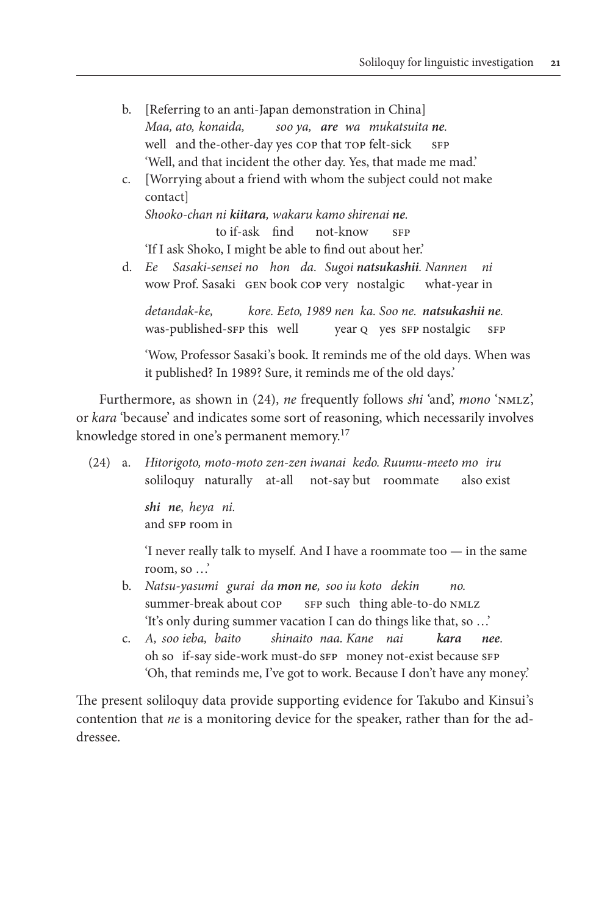b. [Referring to an anti-Japan demonstration in China]
*Maa, ato, konaida, soo ya, **are** wa mukatsuita **ne**.*
well and the-other-day yes COP that TOP felt-sick SFP
'Well, and that incident the other day. Yes, that made me mad.'

c. [Worrying about a friend with whom the subject could not make contact]
*Shooko-chan ni **kiitara**, wakaru kamo shirenai **ne**.*
to if-ask find not-know SFP
'If I ask Shoko, I might be able to find out about her.'

d. *Ee Sasaki-sensei no hon da. Sugoi **natsukashii**. Nannen ni*
wow Prof. Sasaki GEN book COP very nostalgic what-year in

*detandak-ke, kore. Eeto, 1989 nen ka. Soo ne. **natsukashii ne**.*
was-published-SFP this well year Q yes SFP nostalgic SFP

'Wow, Professor Sasaki's book. It reminds me of the old days. When was it published? In 1989? Sure, it reminds me of the old days.'

Furthermore, as shown in (24), *ne* frequently follows *shi* 'and', *mono* 'NMLZ', or *kara* 'because' and indicates some sort of reasoning, which necessarily involves knowledge stored in one's permanent memory.[17]

(24) a. *Hitorigoto, moto-moto zen-zen iwanai kedo. Ruumu-meeto mo iru*
soliloquy naturally at-all not-say but roommate also exist

***shi ne**, heya ni.*
and SFP room in

'I never really talk to myself. And I have a roommate too — in the same room, so …'

b. *Natsu-yasumi gurai da **mon ne**, soo iu koto dekin no.*
summer-break about COP SFP such thing able-to-do NMLZ
'It's only during summer vacation I can do things like that, so …'

c. *A, soo ieba, baito shinaito naa. Kane nai **kara nee**.*
oh so if-say side-work must-do SFP money not-exist because SFP
'Oh, that reminds me, I've got to work. Because I don't have any money.'

The present soliloquy data provide supporting evidence for Takubo and Kinsui's contention that *ne* is a monitoring device for the speaker, rather than for the addressee.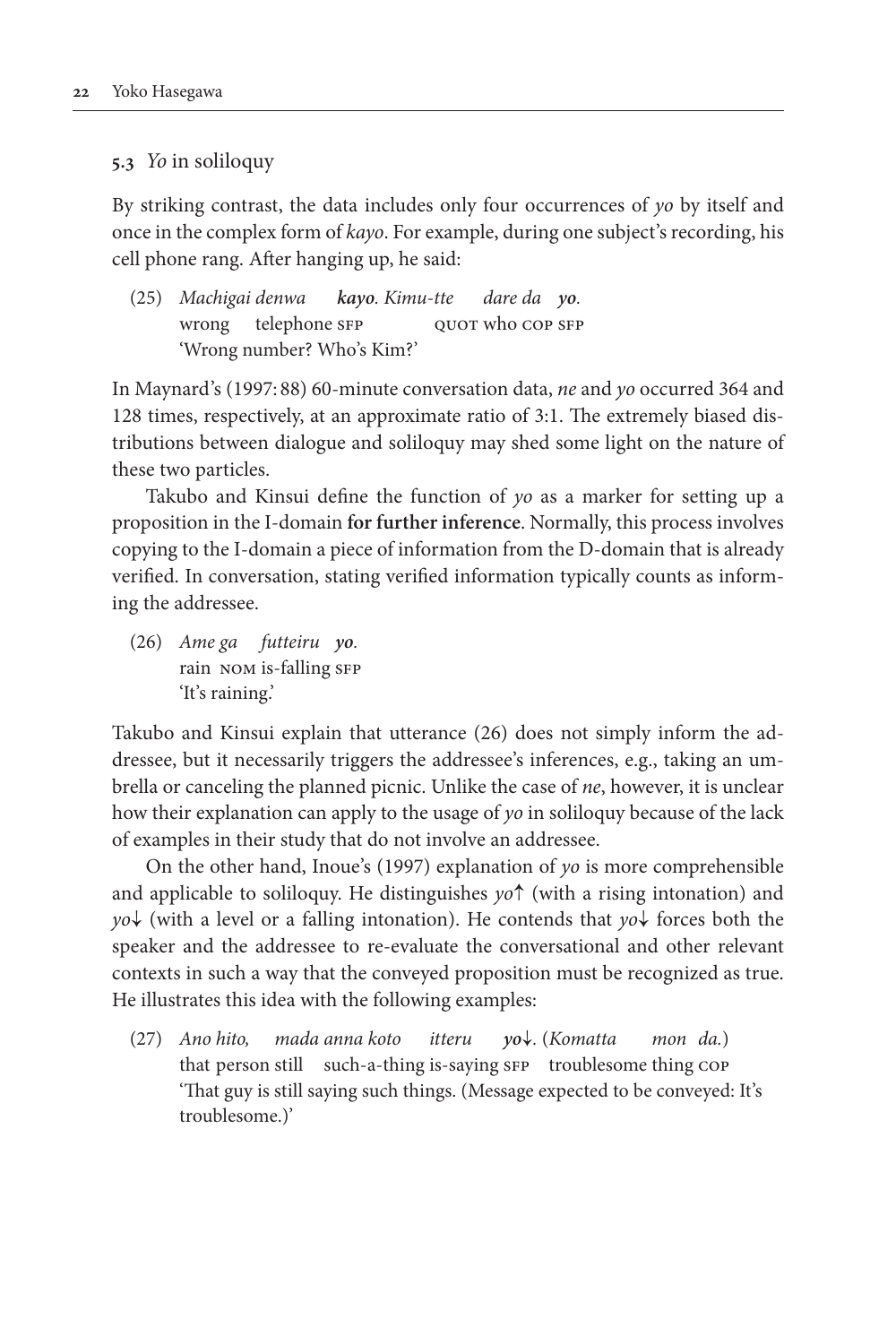### 5.3 *Yo* in soliloquy

By striking contrast, the data includes only four occurrences of *yo* by itself and once in the complex form of *kayo*. For example, during one subject's recording, his cell phone rang. After hanging up, he said:

(25) *Machigai denwa* ***kayo****. Kimu-tte dare da* ***yo****.*
wrong telephone SFP QUOT who COP SFP
'Wrong number? Who's Kim?'

In Maynard's (1997: 88) 60-minute conversation data, *ne* and *yo* occurred 364 and 128 times, respectively, at an approximate ratio of 3:1. The extremely biased distributions between dialogue and soliloquy may shed some light on the nature of these two particles.

Takubo and Kinsui define the function of *yo* as a marker for setting up a proposition in the I-domain **for further inference**. Normally, this process involves copying to the I-domain a piece of information from the D-domain that is already verified. In conversation, stating verified information typically counts as informing the addressee.

(26) *Ame ga futteiru* ***yo****.*
rain NOM is-falling SFP
'It's raining.'

Takubo and Kinsui explain that utterance (26) does not simply inform the addressee, but it necessarily triggers the addressee's inferences, e.g., taking an umbrella or canceling the planned picnic. Unlike the case of *ne*, however, it is unclear how their explanation can apply to the usage of *yo* in soliloquy because of the lack of examples in their study that do not involve an addressee.

On the other hand, Inoue's (1997) explanation of *yo* is more comprehensible and applicable to soliloquy. He distinguishes *yo*↑ (with a rising intonation) and *yo*↓ (with a level or a falling intonation). He contends that *yo*↓ forces both the speaker and the addressee to re-evaluate the conversational and other relevant contexts in such a way that the conveyed proposition must be recognized as true. He illustrates this idea with the following examples:

(27) *Ano hito, mada anna koto itteru* ***yo****↓. (Komatta mon da.)*
that person still such-a-thing is-saying SFP troublesome thing COP
'That guy is still saying such things. (Message expected to be conveyed: It's troublesome.)'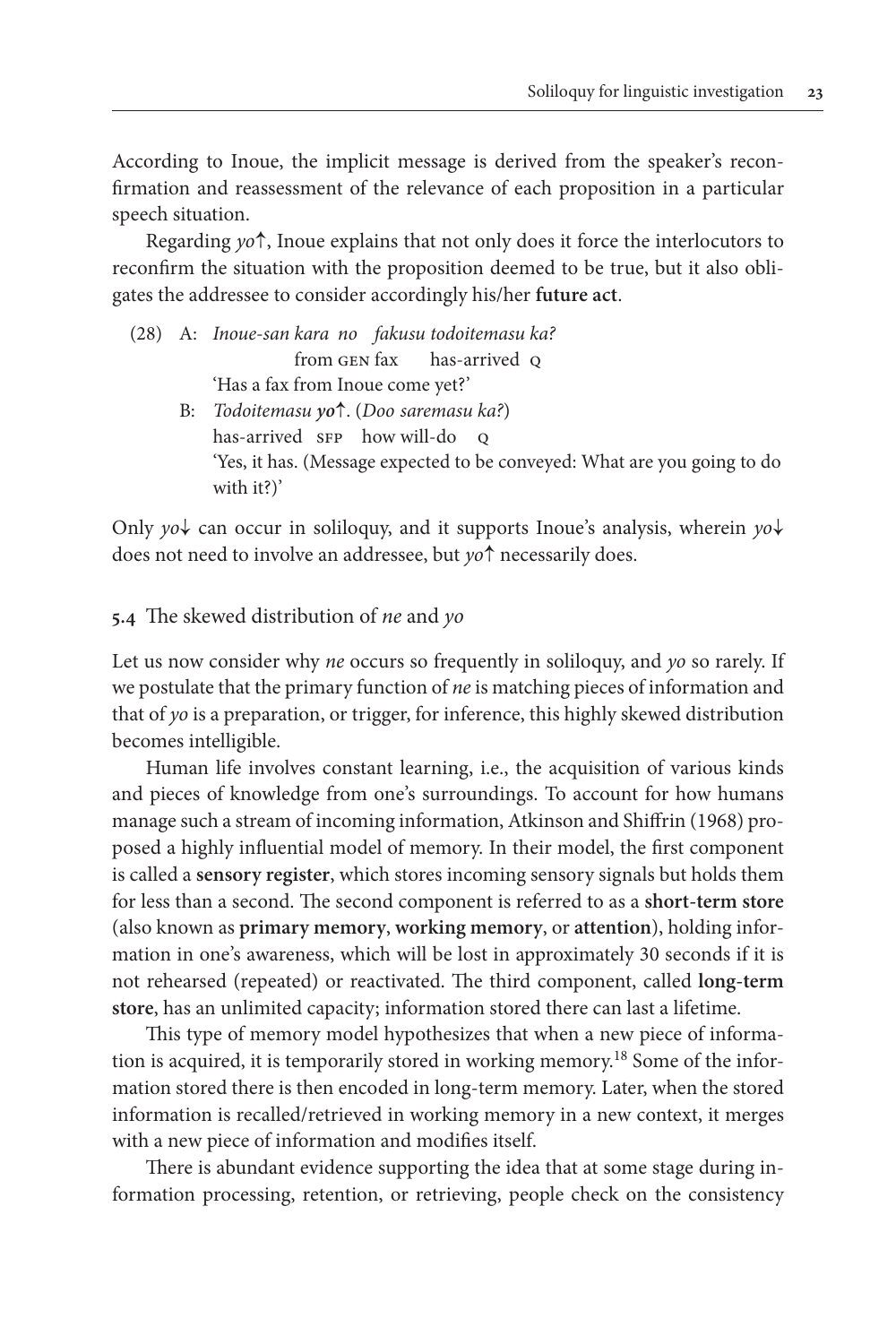According to Inoue, the implicit message is derived from the speaker's reconfirmation and reassessment of the relevance of each proposition in a particular speech situation.

Regarding *yo*↑, Inoue explains that not only does it force the interlocutors to reconfirm the situation with the proposition deemed to be true, but it also obligates the addressee to consider accordingly his/her **future act**.

(28) A: *Inoue-san kara no fakusu todoitemasu ka?*
     from GEN fax has-arrived Q
     'Has a fax from Inoue come yet?'

B: *Todoitemasu* ***yo***↑. (*Doo saremasu ka?*)
   has-arrived SFP how will-do Q
   'Yes, it has. (Message expected to be conveyed: What are you going to do with it?)'

Only *yo*↓ can occur in soliloquy, and it supports Inoue's analysis, wherein *yo*↓ does not need to involve an addressee, but *yo*↑ necessarily does.

## 5.4 The skewed distribution of *ne* and *yo*

Let us now consider why *ne* occurs so frequently in soliloquy, and *yo* so rarely. If we postulate that the primary function of *ne* is matching pieces of information and that of *yo* is a preparation, or trigger, for inference, this highly skewed distribution becomes intelligible.

Human life involves constant learning, i.e., the acquisition of various kinds and pieces of knowledge from one's surroundings. To account for how humans manage such a stream of incoming information, Atkinson and Shiffrin (1968) proposed a highly influential model of memory. In their model, the first component is called a **sensory register**, which stores incoming sensory signals but holds them for less than a second. The second component is referred to as a **short-term store** (also known as **primary memory**, **working memory**, or **attention**), holding information in one's awareness, which will be lost in approximately 30 seconds if it is not rehearsed (repeated) or reactivated. The third component, called **long-term store**, has an unlimited capacity; information stored there can last a lifetime.

This type of memory model hypothesizes that when a new piece of information is acquired, it is temporarily stored in working memory.[18] Some of the information stored there is then encoded in long-term memory. Later, when the stored information is recalled/retrieved in working memory in a new context, it merges with a new piece of information and modifies itself.

There is abundant evidence supporting the idea that at some stage during information processing, retention, or retrieving, people check on the consistency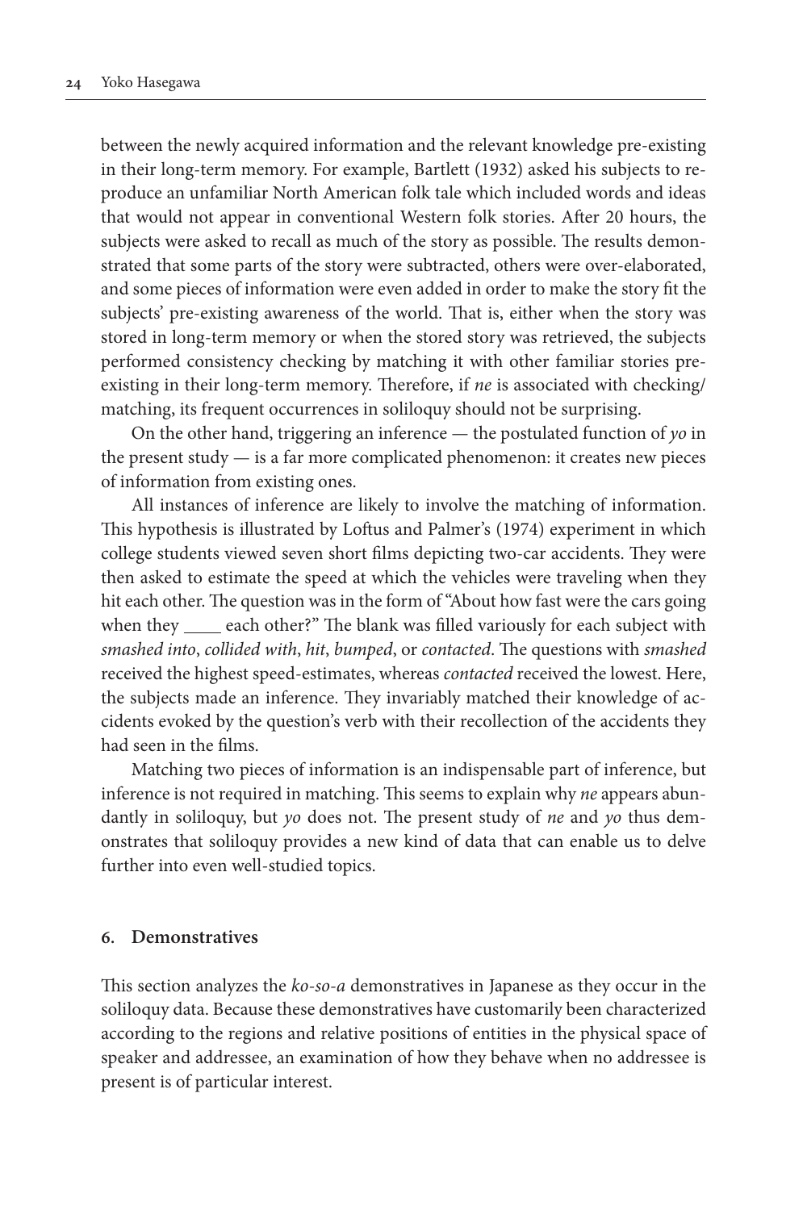between the newly acquired information and the relevant knowledge pre-existing in their long-term memory. For example, Bartlett (1932) asked his subjects to reproduce an unfamiliar North American folk tale which included words and ideas that would not appear in conventional Western folk stories. After 20 hours, the subjects were asked to recall as much of the story as possible. The results demonstrated that some parts of the story were subtracted, others were over-elaborated, and some pieces of information were even added in order to make the story fit the subjects' pre-existing awareness of the world. That is, either when the story was stored in long-term memory or when the stored story was retrieved, the subjects performed consistency checking by matching it with other familiar stories pre-existing in their long-term memory. Therefore, if *ne* is associated with checking/matching, its frequent occurrences in soliloquy should not be surprising.

On the other hand, triggering an inference — the postulated function of *yo* in the present study — is a far more complicated phenomenon: it creates new pieces of information from existing ones.

All instances of inference are likely to involve the matching of information. This hypothesis is illustrated by Loftus and Palmer's (1974) experiment in which college students viewed seven short films depicting two-car accidents. They were then asked to estimate the speed at which the vehicles were traveling when they hit each other. The question was in the form of "About how fast were the cars going when they ____ each other?" The blank was filled variously for each subject with *smashed into*, *collided with*, *hit*, *bumped*, or *contacted*. The questions with *smashed* received the highest speed-estimates, whereas *contacted* received the lowest. Here, the subjects made an inference. They invariably matched their knowledge of accidents evoked by the question's verb with their recollection of the accidents they had seen in the films.

Matching two pieces of information is an indispensable part of inference, but inference is not required in matching. This seems to explain why *ne* appears abundantly in soliloquy, but *yo* does not. The present study of *ne* and *yo* thus demonstrates that soliloquy provides a new kind of data that can enable us to delve further into even well-studied topics.

## 6. Demonstratives

This section analyzes the *ko-so-a* demonstratives in Japanese as they occur in the soliloquy data. Because these demonstratives have customarily been characterized according to the regions and relative positions of entities in the physical space of speaker and addressee, an examination of how they behave when no addressee is present is of particular interest.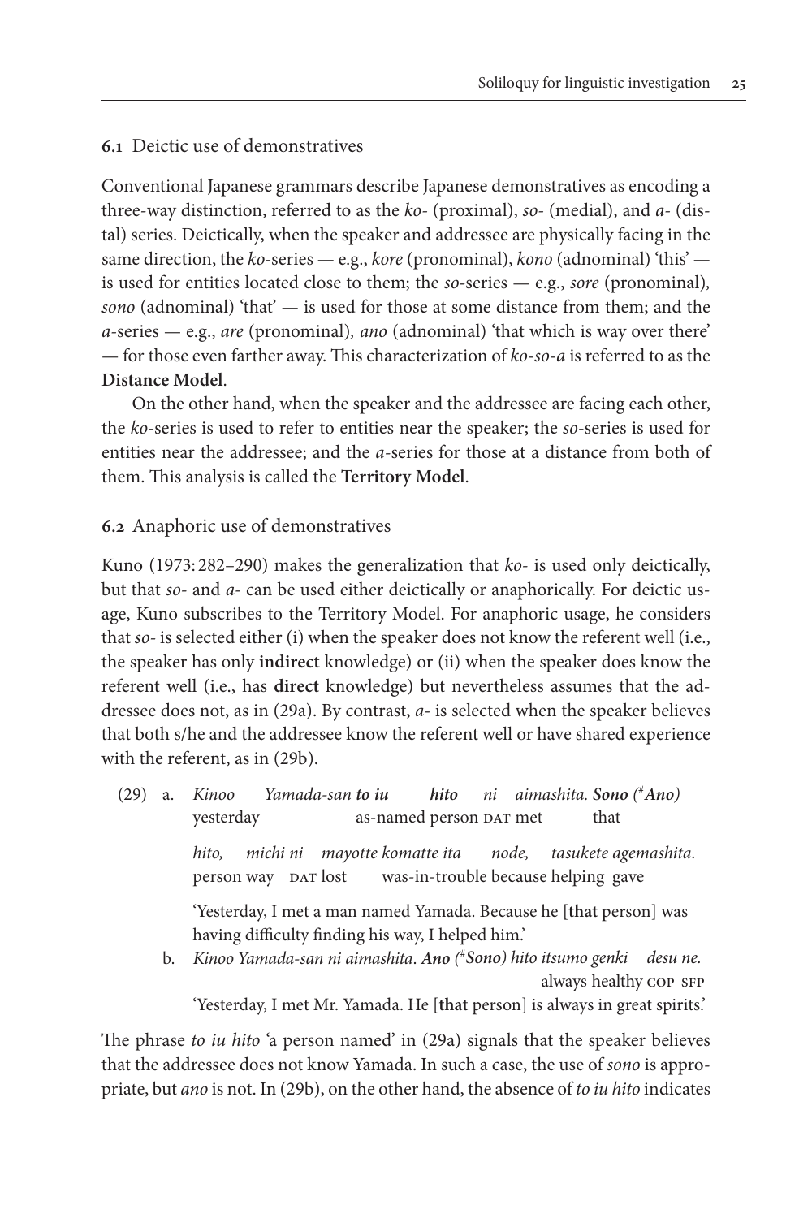### 6.1 Deictic use of demonstratives

Conventional Japanese grammars describe Japanese demonstratives as encoding a three-way distinction, referred to as the *ko-* (proximal), *so-* (medial), and *a-* (distal) series. Deictically, when the speaker and addressee are physically facing in the same direction, the *ko*-series — e.g., *kore* (pronominal), *kono* (adnominal) 'this' — is used for entities located close to them; the *so*-series — e.g., *sore* (pronominal), *sono* (adnominal) 'that' — is used for those at some distance from them; and the *a*-series — e.g., *are* (pronominal), *ano* (adnominal) 'that which is way over there' — for those even farther away. This characterization of *ko-so-a* is referred to as the **Distance Model**.

On the other hand, when the speaker and the addressee are facing each other, the *ko*-series is used to refer to entities near the speaker; the *so*-series is used for entities near the addressee; and the *a*-series for those at a distance from both of them. This analysis is called the **Territory Model**.

### 6.2 Anaphoric use of demonstratives

Kuno (1973: 282–290) makes the generalization that *ko-* is used only deictically, but that *so-* and *a-* can be used either deictically or anaphorically. For deictic usage, Kuno subscribes to the Territory Model. For anaphoric usage, he considers that *so-* is selected either (i) when the speaker does not know the referent well (i.e., the speaker has only **indirect** knowledge) or (ii) when the speaker does know the referent well (i.e., has **direct** knowledge) but nevertheless assumes that the addressee does not, as in (29a). By contrast, *a-* is selected when the speaker believes that both s/he and the addressee know the referent well or have shared experience with the referent, as in (29b).

(29) a. *Kinoo Yamada-san* ***to iu hito*** *ni aimashita.* ***Sono*** *(#**Ano**)*
yesterday as-named person DAT met that

*hito, michi ni mayotte komatte ita node, tasukete agemashita.*
person way DAT lost was-in-trouble because helping gave

'Yesterday, I met a man named Yamada. Because he [**that** person] was having difficulty finding his way, I helped him.'

b. *Kinoo Yamada-san ni aimashita.* ***Ano*** *(#**Sono**) hito itsumo genki desu ne.*
always healthy COP SFP

'Yesterday, I met Mr. Yamada. He [**that** person] is always in great spirits.'

The phrase *to iu hito* 'a person named' in (29a) signals that the speaker believes that the addressee does not know Yamada. In such a case, the use of *sono* is appropriate, but *ano* is not. In (29b), on the other hand, the absence of *to iu hito* indicates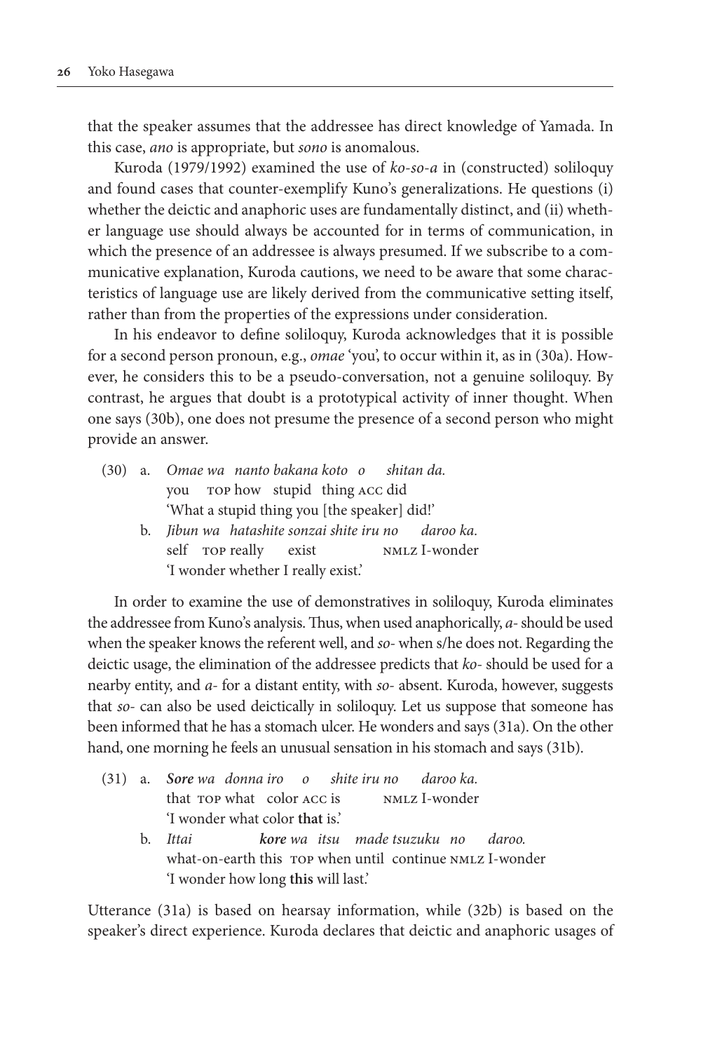that the speaker assumes that the addressee has direct knowledge of Yamada. In this case, *ano* is appropriate, but *sono* is anomalous.

Kuroda (1979/1992) examined the use of *ko-so-a* in (constructed) soliloquy and found cases that counter-exemplify Kuno's generalizations. He questions (i) whether the deictic and anaphoric uses are fundamentally distinct, and (ii) whether language use should always be accounted for in terms of communication, in which the presence of an addressee is always presumed. If we subscribe to a communicative explanation, Kuroda cautions, we need to be aware that some characteristics of language use are likely derived from the communicative setting itself, rather than from the properties of the expressions under consideration.

In his endeavor to define soliloquy, Kuroda acknowledges that it is possible for a second person pronoun, e.g., *omae* 'you', to occur within it, as in (30a). However, he considers this to be a pseudo-conversation, not a genuine soliloquy. By contrast, he argues that doubt is a prototypical activity of inner thought. When one says (30b), one does not presume the presence of a second person who might provide an answer.

(30) a. *Omae wa nanto bakana koto o shitan da.*
you TOP how stupid thing ACC did
'What a stupid thing you [the speaker] did!'

b. *Jibun wa hatashite sonzai shite iru no daroo ka.*
self TOP really exist NMLZ I-wonder
'I wonder whether I really exist.'

In order to examine the use of demonstratives in soliloquy, Kuroda eliminates the addressee from Kuno's analysis. Thus, when used anaphorically, *a-* should be used when the speaker knows the referent well, and *so-* when s/he does not. Regarding the deictic usage, the elimination of the addressee predicts that *ko-* should be used for a nearby entity, and *a-* for a distant entity, with *so-* absent. Kuroda, however, suggests that *so-* can also be used deictically in soliloquy. Let us suppose that someone has been informed that he has a stomach ulcer. He wonders and says (31a). On the other hand, one morning he feels an unusual sensation in his stomach and says (31b).

(31) a. ***Sore** wa donna iro o shite iru no daroo ka.*
that TOP what color ACC is NMLZ I-wonder
'I wonder what color **that** is.'

b. *Ittai **kore** wa itsu made tsuzuku no daroo.*
what-on-earth this TOP when until continue NMLZ I-wonder
'I wonder how long **this** will last.'

Utterance (31a) is based on hearsay information, while (32b) is based on the speaker's direct experience. Kuroda declares that deictic and anaphoric usages of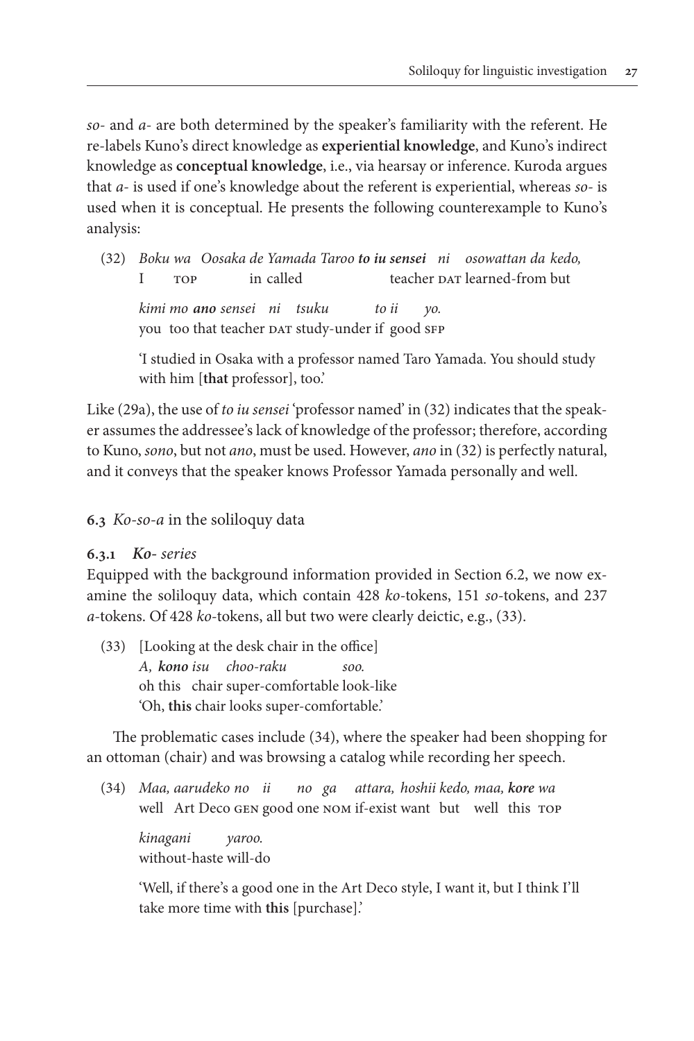*so-* and *a-* are both determined by the speaker's familiarity with the referent. He re-labels Kuno's direct knowledge as **experiential knowledge**, and Kuno's indirect knowledge as **conceptual knowledge**, i.e., via hearsay or inference. Kuroda argues that *a-* is used if one's knowledge about the referent is experiential, whereas *so-* is used when it is conceptual. He presents the following counterexample to Kuno's analysis:

(32) *Boku wa Oosaka de Yamada Taroo **to iu sensei** ni osowattan da kedo,*
I TOP in called teacher DAT learned-from but

*kimi mo **ano** sensei ni tsuku to ii yo.*
you too that teacher DAT study-under if good SFP

'I studied in Osaka with a professor named Taro Yamada. You should study with him [**that** professor], too.'

Like (29a), the use of *to iu sensei* 'professor named' in (32) indicates that the speaker assumes the addressee's lack of knowledge of the professor; therefore, according to Kuno, *sono*, but not *ano*, must be used. However, *ano* in (32) is perfectly natural, and it conveys that the speaker knows Professor Yamada personally and well.

## 6.3 *Ko-so-a* in the soliloquy data

### 6.3.1 *Ko- series*

Equipped with the background information provided in Section 6.2, we now examine the soliloquy data, which contain 428 *ko*-tokens, 151 *so*-tokens, and 237 *a*-tokens. Of 428 *ko*-tokens, all but two were clearly deictic, e.g., (33).

(33) [Looking at the desk chair in the office]
*A, **kono** isu choo-raku soo.*
oh this chair super-comfortable look-like
'Oh, **this** chair looks super-comfortable.'

The problematic cases include (34), where the speaker had been shopping for an ottoman (chair) and was browsing a catalog while recording her speech.

(34) *Maa, aarudeko no ii no ga attara, hoshii kedo, maa, **kore** wa*
well Art Deco GEN good one NOM if-exist want but well this TOP

*kinagani yaroo.*
without-haste will-do

'Well, if there's a good one in the Art Deco style, I want it, but I think I'll take more time with **this** [purchase].'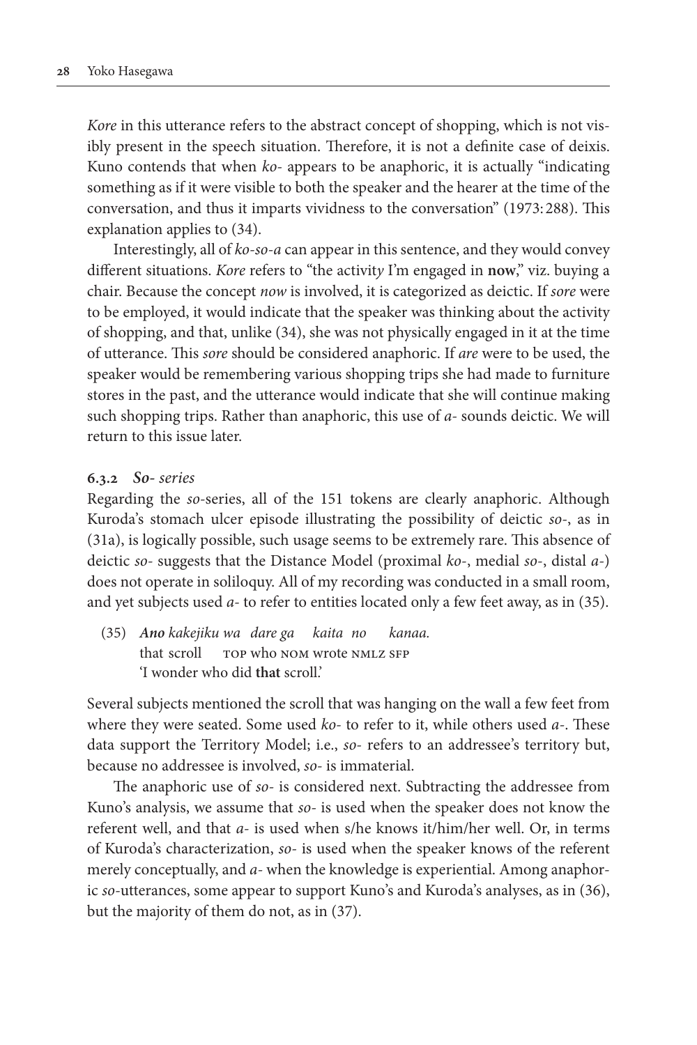*Kore* in this utterance refers to the abstract concept of shopping, which is not visibly present in the speech situation. Therefore, it is not a definite case of deixis. Kuno contends that when *ko-* appears to be anaphoric, it is actually "indicating something as if it were visible to both the speaker and the hearer at the time of the conversation, and thus it imparts vividness to the conversation" (1973: 288). This explanation applies to (34).

Interestingly, all of *ko-so-a* can appear in this sentence, and they would convey different situations. *Kore* refers to "the activity I'm engaged in **now**," viz. buying a chair. Because the concept *now* is involved, it is categorized as deictic. If *sore* were to be employed, it would indicate that the speaker was thinking about the activity of shopping, and that, unlike (34), she was not physically engaged in it at the time of utterance. This *sore* should be considered anaphoric. If *are* were to be used, the speaker would be remembering various shopping trips she had made to furniture stores in the past, and the utterance would indicate that she will continue making such shopping trips. Rather than anaphoric, this use of *a-* sounds deictic. We will return to this issue later.

### 6.3.2 *So-* series

Regarding the *so*-series, all of the 151 tokens are clearly anaphoric. Although Kuroda's stomach ulcer episode illustrating the possibility of deictic *so-*, as in (31a), is logically possible, such usage seems to be extremely rare. This absence of deictic *so-* suggests that the Distance Model (proximal *ko-*, medial *so-*, distal *a-*) does not operate in soliloquy. All of my recording was conducted in a small room, and yet subjects used *a-* to refer to entities located only a few feet away, as in (35).

(35) ***Ano*** *kakejiku wa dare ga kaita no kanaa.*
that scroll TOP who NOM wrote NMLZ SFP
'I wonder who did **that** scroll.'

Several subjects mentioned the scroll that was hanging on the wall a few feet from where they were seated. Some used *ko-* to refer to it, while others used *a-*. These data support the Territory Model; i.e., *so-* refers to an addressee's territory but, because no addressee is involved, *so-* is immaterial.

The anaphoric use of *so-* is considered next. Subtracting the addressee from Kuno's analysis, we assume that *so-* is used when the speaker does not know the referent well, and that *a-* is used when s/he knows it/him/her well. Or, in terms of Kuroda's characterization, *so-* is used when the speaker knows of the referent merely conceptually, and *a-* when the knowledge is experiential. Among anaphoric *so*-utterances, some appear to support Kuno's and Kuroda's analyses, as in (36), but the majority of them do not, as in (37).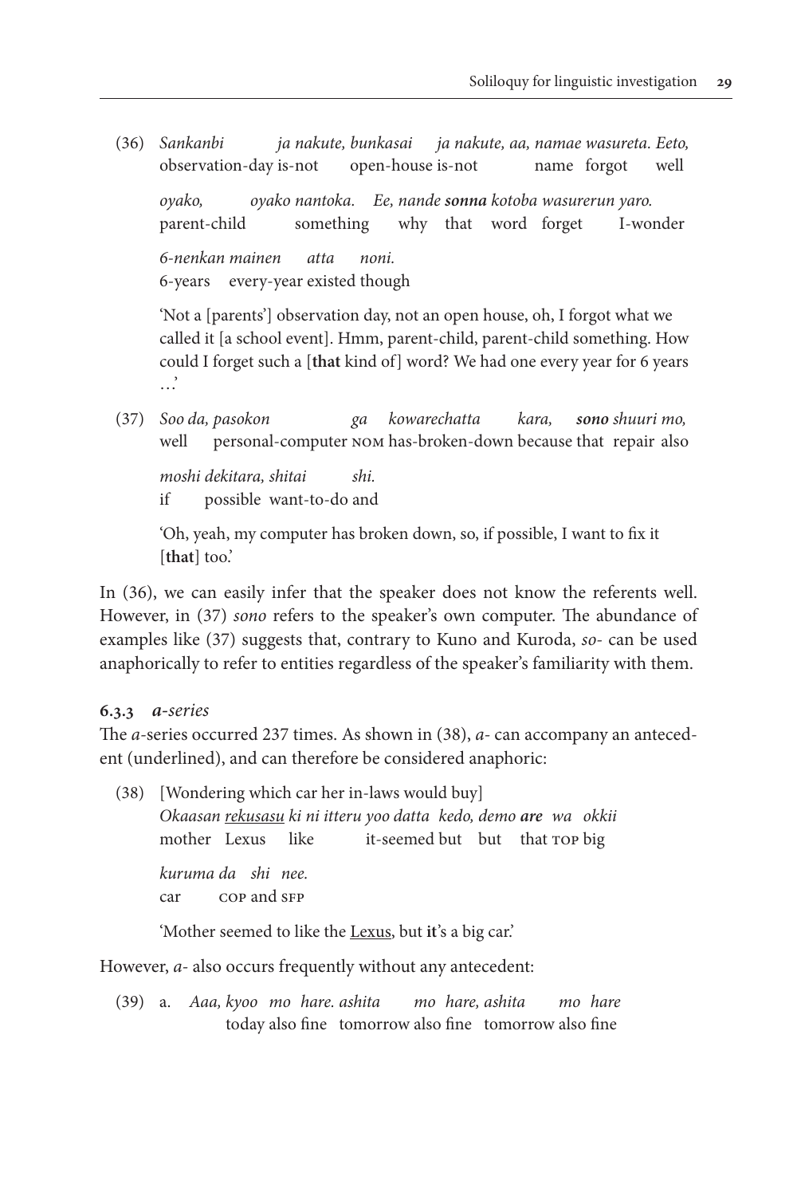(36) *Sankanbi ja nakute, bunkasai ja nakute, aa, namae wasureta. Eeto,*
observation-day is-not open-house is-not name forgot well

*oyako, oyako nantoka. Ee, nande **sonna** kotoba wasurerun yaro.*
parent-child something why that word forget I-wonder

*6-nenkan mainen atta noni.*
6-years every-year existed though

'Not a [parents'] observation day, not an open house, oh, I forgot what we called it [a school event]. Hmm, parent-child, parent-child something. How could I forget such a [**that** kind of] word? We had one every year for 6 years …'

(37) *Soo da, pasokon ga kowarechatta kara, **sono** shuuri mo,*
well personal-computer NOM has-broken-down because that repair also

*moshi dekitara, shitai shi.*
if possible want-to-do and

'Oh, yeah, my computer has broken down, so, if possible, I want to fix it [**that**] too.'

In (36), we can easily infer that the speaker does not know the referents well. However, in (37) *sono* refers to the speaker's own computer. The abundance of examples like (37) suggests that, contrary to Kuno and Kuroda, *so-* can be used anaphorically to refer to entities regardless of the speaker's familiarity with them.

### 6.3.3 *a-series*

The *a*-series occurred 237 times. As shown in (38), *a-* can accompany an antecedent (underlined), and can therefore be considered anaphoric:

(38) [Wondering which car her in-laws would buy]
*Okaasan <u>rekusasu</u> ki ni itteru yoo datta kedo, demo **are** wa okkii*
mother Lexus like it-seemed but but that TOP big

*kuruma da shi nee.*
car COP and SFP

'Mother seemed to like the <u>Lexus</u>, but **it**'s a big car.'

However, *a-* also occurs frequently without any antecedent:

(39) a. *Aaa, kyoo mo hare. ashita mo hare, ashita mo hare*
today also fine tomorrow also fine tomorrow also fine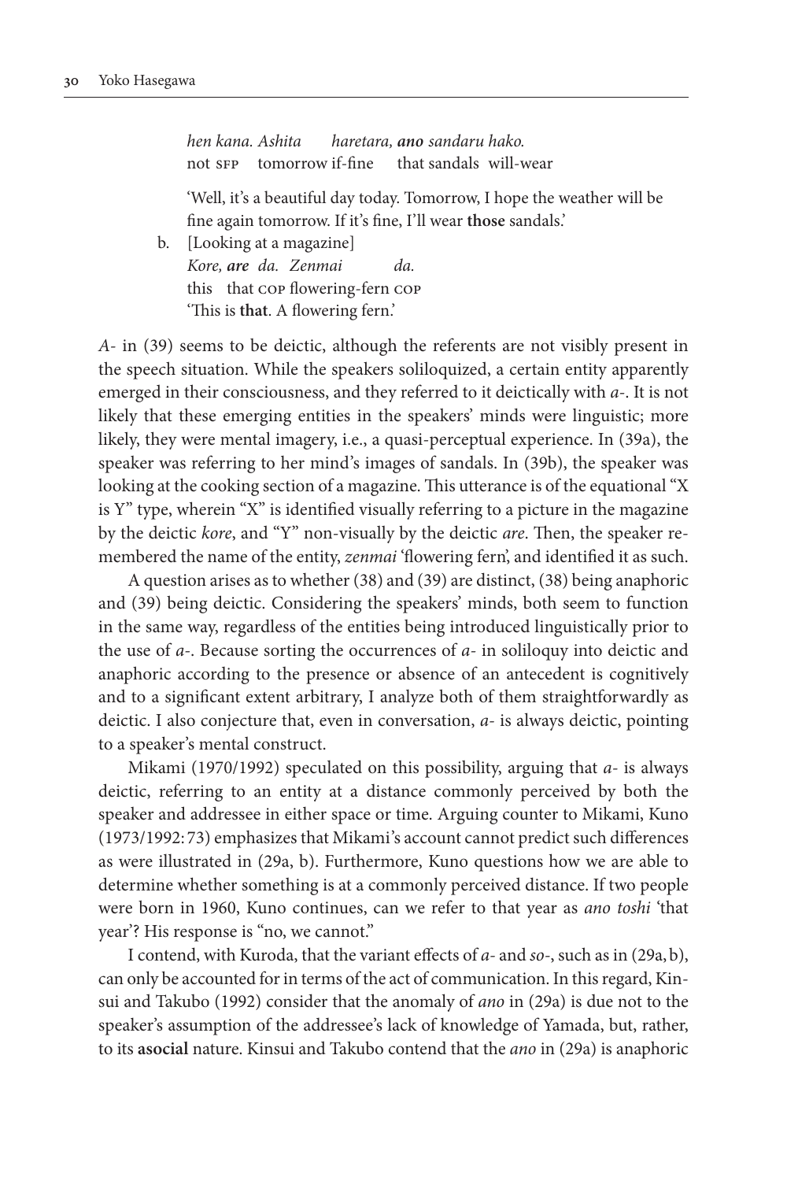*hen kana. Ashita haretara, **ano** sandaru hako.*
not SFP tomorrow if-fine that sandals will-wear

'Well, it's a beautiful day today. Tomorrow, I hope the weather will be fine again tomorrow. If it's fine, I'll wear **those** sandals.'

b. [Looking at a magazine]
*Kore, **are** da. Zenmai da.*
this that COP flowering-fern COP
'This is **that**. A flowering fern.'

*A-* in (39) seems to be deictic, although the referents are not visibly present in the speech situation. While the speakers soliloquized, a certain entity apparently emerged in their consciousness, and they referred to it deictically with *a-*. It is not likely that these emerging entities in the speakers' minds were linguistic; more likely, they were mental imagery, i.e., a quasi-perceptual experience. In (39a), the speaker was referring to her mind's images of sandals. In (39b), the speaker was looking at the cooking section of a magazine. This utterance is of the equational "X is Y" type, wherein "X" is identified visually referring to a picture in the magazine by the deictic *kore*, and "Y" non-visually by the deictic *are*. Then, the speaker remembered the name of the entity, *zenmai* 'flowering fern', and identified it as such.

A question arises as to whether (38) and (39) are distinct, (38) being anaphoric and (39) being deictic. Considering the speakers' minds, both seem to function in the same way, regardless of the entities being introduced linguistically prior to the use of *a-*. Because sorting the occurrences of *a-* in soliloquy into deictic and anaphoric according to the presence or absence of an antecedent is cognitively and to a significant extent arbitrary, I analyze both of them straightforwardly as deictic. I also conjecture that, even in conversation, *a-* is always deictic, pointing to a speaker's mental construct.

Mikami (1970/1992) speculated on this possibility, arguing that *a-* is always deictic, referring to an entity at a distance commonly perceived by both the speaker and addressee in either space or time. Arguing counter to Mikami, Kuno (1973/1992: 73) emphasizes that Mikami's account cannot predict such differences as were illustrated in (29a, b). Furthermore, Kuno questions how we are able to determine whether something is at a commonly perceived distance. If two people were born in 1960, Kuno continues, can we refer to that year as *ano toshi* 'that year'? His response is "no, we cannot."

I contend, with Kuroda, that the variant effects of *a-* and *so-*, such as in (29a, b), can only be accounted for in terms of the act of communication. In this regard, Kinsui and Takubo (1992) consider that the anomaly of *ano* in (29a) is due not to the speaker's assumption of the addressee's lack of knowledge of Yamada, but, rather, to its **asocial** nature. Kinsui and Takubo contend that the *ano* in (29a) is anaphoric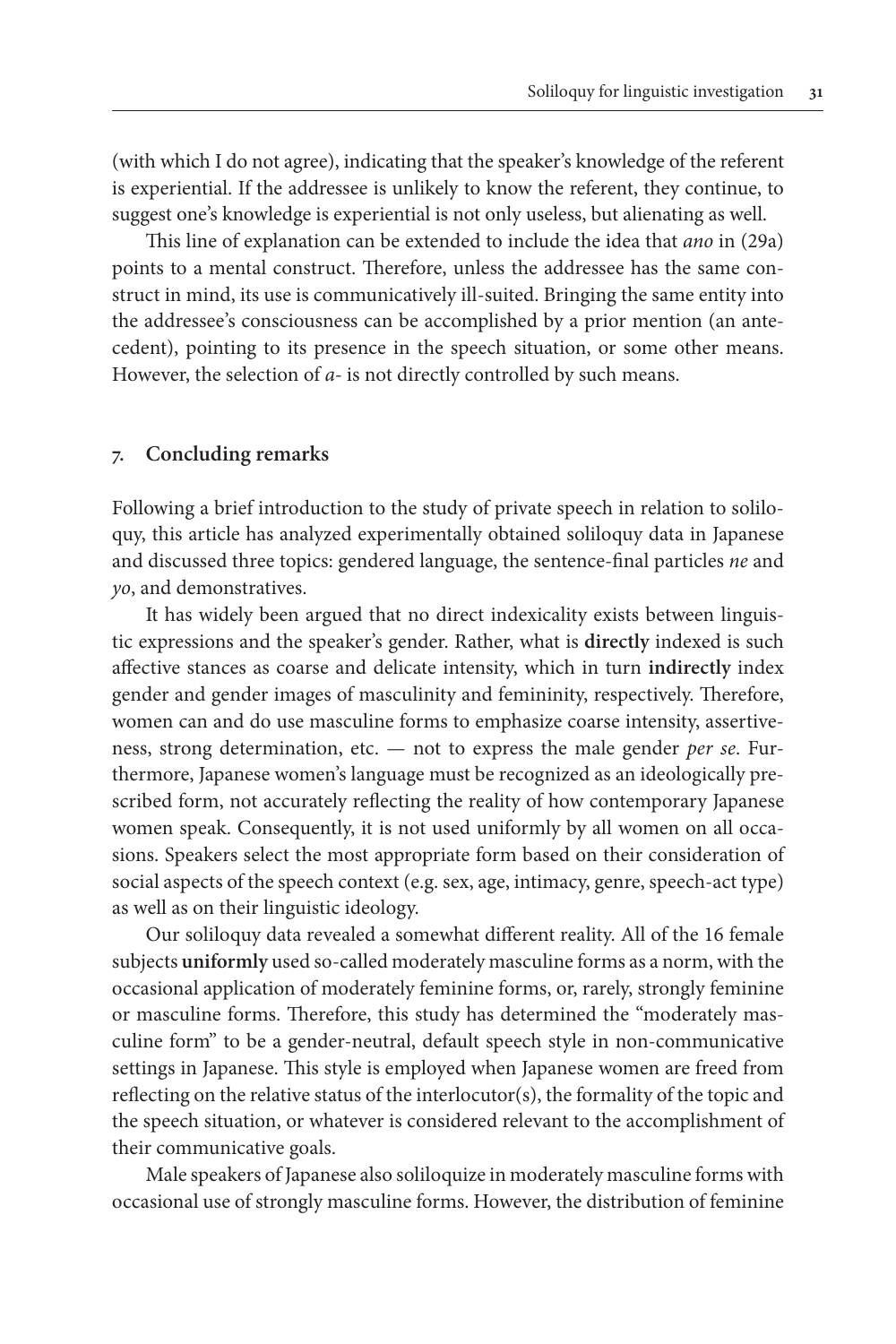(with which I do not agree), indicating that the speaker's knowledge of the referent is experiential. If the addressee is unlikely to know the referent, they continue, to suggest one's knowledge is experiential is not only useless, but alienating as well.

This line of explanation can be extended to include the idea that *ano* in (29a) points to a mental construct. Therefore, unless the addressee has the same construct in mind, its use is communicatively ill-suited. Bringing the same entity into the addressee's consciousness can be accomplished by a prior mention (an antecedent), pointing to its presence in the speech situation, or some other means. However, the selection of *a-* is not directly controlled by such means.

## 7. Concluding remarks

Following a brief introduction to the study of private speech in relation to soliloquy, this article has analyzed experimentally obtained soliloquy data in Japanese and discussed three topics: gendered language, the sentence-final particles *ne* and *yo*, and demonstratives.

It has widely been argued that no direct indexicality exists between linguistic expressions and the speaker's gender. Rather, what is **directly** indexed is such affective stances as coarse and delicate intensity, which in turn **indirectly** index gender and gender images of masculinity and femininity, respectively. Therefore, women can and do use masculine forms to emphasize coarse intensity, assertiveness, strong determination, etc. — not to express the male gender *per se*. Furthermore, Japanese women's language must be recognized as an ideologically prescribed form, not accurately reflecting the reality of how contemporary Japanese women speak. Consequently, it is not used uniformly by all women on all occasions. Speakers select the most appropriate form based on their consideration of social aspects of the speech context (e.g. sex, age, intimacy, genre, speech-act type) as well as on their linguistic ideology.

Our soliloquy data revealed a somewhat different reality. All of the 16 female subjects **uniformly** used so-called moderately masculine forms as a norm, with the occasional application of moderately feminine forms, or, rarely, strongly feminine or masculine forms. Therefore, this study has determined the "moderately masculine form" to be a gender-neutral, default speech style in non-communicative settings in Japanese. This style is employed when Japanese women are freed from reflecting on the relative status of the interlocutor(s), the formality of the topic and the speech situation, or whatever is considered relevant to the accomplishment of their communicative goals.

Male speakers of Japanese also soliloquize in moderately masculine forms with occasional use of strongly masculine forms. However, the distribution of feminine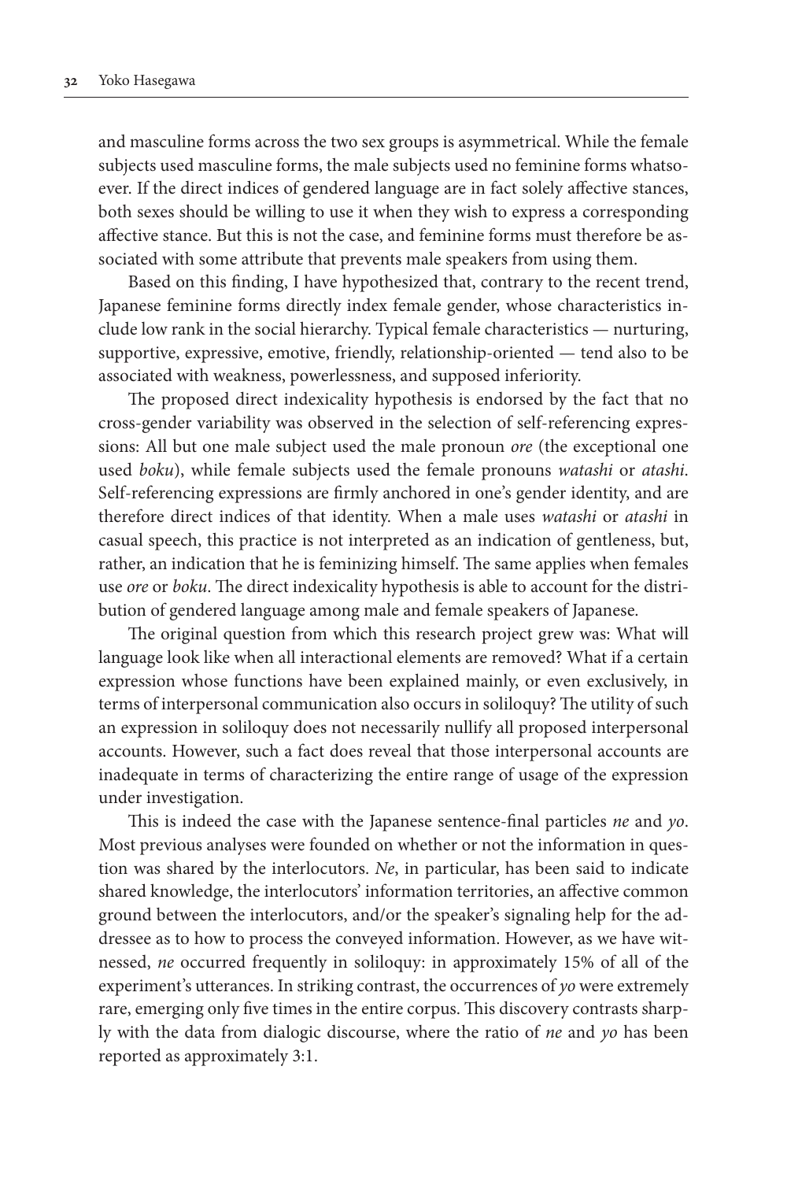and masculine forms across the two sex groups is asymmetrical. While the female subjects used masculine forms, the male subjects used no feminine forms whatsoever. If the direct indices of gendered language are in fact solely affective stances, both sexes should be willing to use it when they wish to express a corresponding affective stance. But this is not the case, and feminine forms must therefore be associated with some attribute that prevents male speakers from using them.

Based on this finding, I have hypothesized that, contrary to the recent trend, Japanese feminine forms directly index female gender, whose characteristics include low rank in the social hierarchy. Typical female characteristics — nurturing, supportive, expressive, emotive, friendly, relationship-oriented — tend also to be associated with weakness, powerlessness, and supposed inferiority.

The proposed direct indexicality hypothesis is endorsed by the fact that no cross-gender variability was observed in the selection of self-referencing expressions: All but one male subject used the male pronoun *ore* (the exceptional one used *boku*), while female subjects used the female pronouns *watashi* or *atashi*. Self-referencing expressions are firmly anchored in one's gender identity, and are therefore direct indices of that identity. When a male uses *watashi* or *atashi* in casual speech, this practice is not interpreted as an indication of gentleness, but, rather, an indication that he is feminizing himself. The same applies when females use *ore* or *boku*. The direct indexicality hypothesis is able to account for the distribution of gendered language among male and female speakers of Japanese.

The original question from which this research project grew was: What will language look like when all interactional elements are removed? What if a certain expression whose functions have been explained mainly, or even exclusively, in terms of interpersonal communication also occurs in soliloquy? The utility of such an expression in soliloquy does not necessarily nullify all proposed interpersonal accounts. However, such a fact does reveal that those interpersonal accounts are inadequate in terms of characterizing the entire range of usage of the expression under investigation.

This is indeed the case with the Japanese sentence-final particles *ne* and *yo*. Most previous analyses were founded on whether or not the information in question was shared by the interlocutors. *Ne*, in particular, has been said to indicate shared knowledge, the interlocutors' information territories, an affective common ground between the interlocutors, and/or the speaker's signaling help for the addressee as to how to process the conveyed information. However, as we have witnessed, *ne* occurred frequently in soliloquy: in approximately 15% of all of the experiment's utterances. In striking contrast, the occurrences of *yo* were extremely rare, emerging only five times in the entire corpus. This discovery contrasts sharply with the data from dialogic discourse, where the ratio of *ne* and *yo* has been reported as approximately 3:1.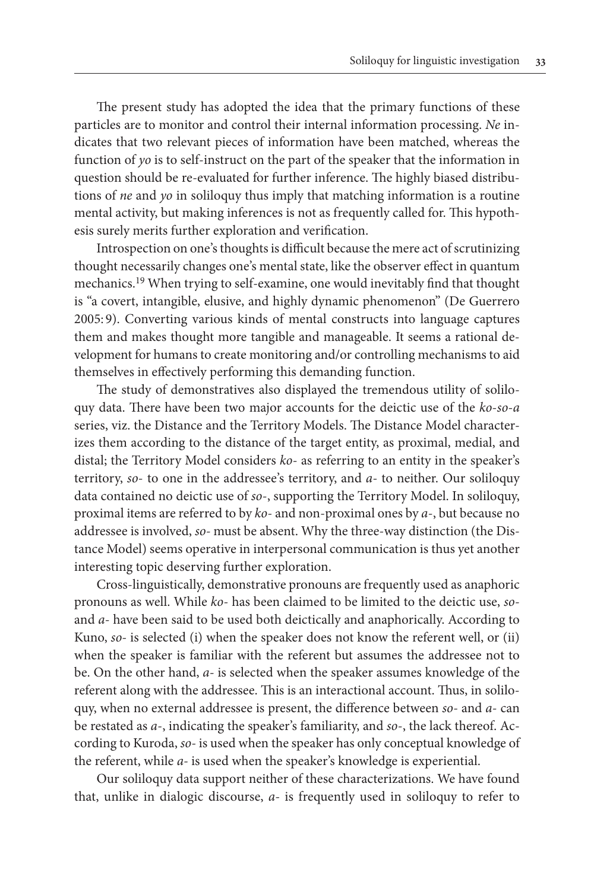The present study has adopted the idea that the primary functions of these particles are to monitor and control their internal information processing. *Ne* indicates that two relevant pieces of information have been matched, whereas the function of *yo* is to self-instruct on the part of the speaker that the information in question should be re-evaluated for further inference. The highly biased distributions of *ne* and *yo* in soliloquy thus imply that matching information is a routine mental activity, but making inferences is not as frequently called for. This hypothesis surely merits further exploration and verification.

Introspection on one's thoughts is difficult because the mere act of scrutinizing thought necessarily changes one's mental state, like the observer effect in quantum mechanics.[19] When trying to self-examine, one would inevitably find that thought is "a covert, intangible, elusive, and highly dynamic phenomenon" (De Guerrero 2005: 9). Converting various kinds of mental constructs into language captures them and makes thought more tangible and manageable. It seems a rational development for humans to create monitoring and/or controlling mechanisms to aid themselves in effectively performing this demanding function.

The study of demonstratives also displayed the tremendous utility of soliloquy data. There have been two major accounts for the deictic use of the *ko-so-a* series, viz. the Distance and the Territory Models. The Distance Model characterizes them according to the distance of the target entity, as proximal, medial, and distal; the Territory Model considers *ko-* as referring to an entity in the speaker's territory, *so-* to one in the addressee's territory, and *a-* to neither. Our soliloquy data contained no deictic use of *so-*, supporting the Territory Model. In soliloquy, proximal items are referred to by *ko-* and non-proximal ones by *a-*, but because no addressee is involved, *so-* must be absent. Why the three-way distinction (the Distance Model) seems operative in interpersonal communication is thus yet another interesting topic deserving further exploration.

Cross-linguistically, demonstrative pronouns are frequently used as anaphoric pronouns as well. While *ko-* has been claimed to be limited to the deictic use, *so-* and *a-* have been said to be used both deictically and anaphorically. According to Kuno, *so-* is selected (i) when the speaker does not know the referent well, or (ii) when the speaker is familiar with the referent but assumes the addressee not to be. On the other hand, *a-* is selected when the speaker assumes knowledge of the referent along with the addressee. This is an interactional account. Thus, in soliloquy, when no external addressee is present, the difference between *so-* and *a-* can be restated as *a-*, indicating the speaker's familiarity, and *so-*, the lack thereof. According to Kuroda, *so-* is used when the speaker has only conceptual knowledge of the referent, while *a-* is used when the speaker's knowledge is experiential.

Our soliloquy data support neither of these characterizations. We have found that, unlike in dialogic discourse, *a-* is frequently used in soliloquy to refer to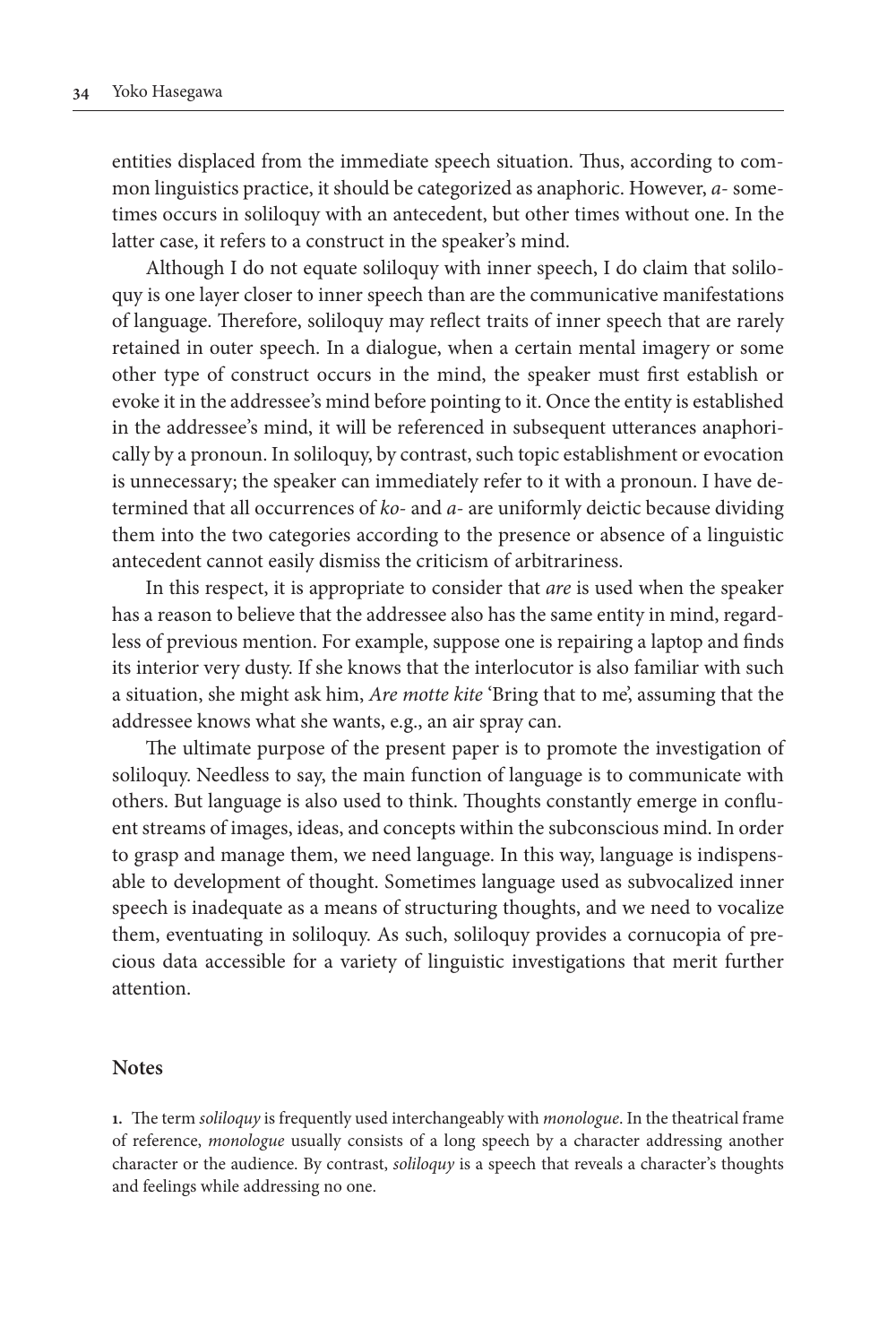entities displaced from the immediate speech situation. Thus, according to common linguistics practice, it should be categorized as anaphoric. However, *a-* sometimes occurs in soliloquy with an antecedent, but other times without one. In the latter case, it refers to a construct in the speaker's mind.

Although I do not equate soliloquy with inner speech, I do claim that soliloquy is one layer closer to inner speech than are the communicative manifestations of language. Therefore, soliloquy may reflect traits of inner speech that are rarely retained in outer speech. In a dialogue, when a certain mental imagery or some other type of construct occurs in the mind, the speaker must first establish or evoke it in the addressee's mind before pointing to it. Once the entity is established in the addressee's mind, it will be referenced in subsequent utterances anaphorically by a pronoun. In soliloquy, by contrast, such topic establishment or evocation is unnecessary; the speaker can immediately refer to it with a pronoun. I have determined that all occurrences of *ko-* and *a-* are uniformly deictic because dividing them into the two categories according to the presence or absence of a linguistic antecedent cannot easily dismiss the criticism of arbitrariness.

In this respect, it is appropriate to consider that *are* is used when the speaker has a reason to believe that the addressee also has the same entity in mind, regardless of previous mention. For example, suppose one is repairing a laptop and finds its interior very dusty. If she knows that the interlocutor is also familiar with such a situation, she might ask him, *Are motte kite* 'Bring that to me', assuming that the addressee knows what she wants, e.g., an air spray can.

The ultimate purpose of the present paper is to promote the investigation of soliloquy. Needless to say, the main function of language is to communicate with others. But language is also used to think. Thoughts constantly emerge in confluent streams of images, ideas, and concepts within the subconscious mind. In order to grasp and manage them, we need language. In this way, language is indispensable to development of thought. Sometimes language used as subvocalized inner speech is inadequate as a means of structuring thoughts, and we need to vocalize them, eventuating in soliloquy. As such, soliloquy provides a cornucopia of precious data accessible for a variety of linguistic investigations that merit further attention.

## Notes

**1.** The term *soliloquy* is frequently used interchangeably with *monologue*. In the theatrical frame of reference, *monologue* usually consists of a long speech by a character addressing another character or the audience. By contrast, *soliloquy* is a speech that reveals a character's thoughts and feelings while addressing no one.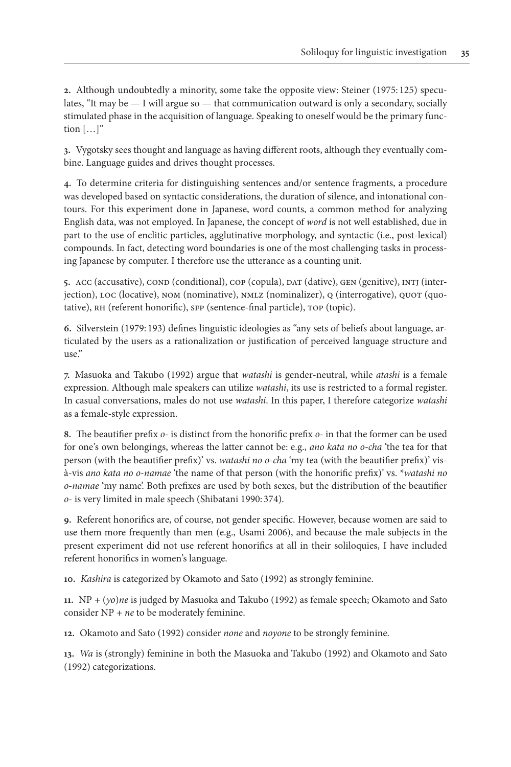**2.** Although undoubtedly a minority, some take the opposite view: Steiner (1975: 125) speculates, "It may be — I will argue so — that communication outward is only a secondary, socially stimulated phase in the acquisition of language. Speaking to oneself would be the primary function […]"

**3.** Vygotsky sees thought and language as having different roots, although they eventually combine. Language guides and drives thought processes.

**4.** To determine criteria for distinguishing sentences and/or sentence fragments, a procedure was developed based on syntactic considerations, the duration of silence, and intonational contours. For this experiment done in Japanese, word counts, a common method for analyzing English data, was not employed. In Japanese, the concept of *word* is not well established, due in part to the use of enclitic particles, agglutinative morphology, and syntactic (i.e., post-lexical) compounds. In fact, detecting word boundaries is one of the most challenging tasks in processing Japanese by computer. I therefore use the utterance as a counting unit.

**5.** ACC (accusative), COND (conditional), COP (copula), DAT (dative), GEN (genitive), INTJ (interjection), LOC (locative), NOM (nominative), NMLZ (nominalizer), Q (interrogative), QUOT (quotative), RH (referent honorific), SFP (sentence-final particle), TOP (topic).

**6.** Silverstein (1979: 193) defines linguistic ideologies as "any sets of beliefs about language, articulated by the users as a rationalization or justification of perceived language structure and use."

**7.** Masuoka and Takubo (1992) argue that *watashi* is gender-neutral, while *atashi* is a female expression. Although male speakers can utilize *watashi*, its use is restricted to a formal register. In casual conversations, males do not use *watashi*. In this paper, I therefore categorize *watashi* as a female-style expression.

**8.** The beautifier prefix *o-* is distinct from the honorific prefix *o-* in that the former can be used for one's own belongings, whereas the latter cannot be: e.g., *ano kata no o-cha* 'the tea for that person (with the beautifier prefix)' vs. *watashi no o-cha* 'my tea (with the beautifier prefix)' vis-à-vis *ano kata no o-namae* 'the name of that person (with the honorific prefix)' vs. \**watashi no o-namae* 'my name'. Both prefixes are used by both sexes, but the distribution of the beautifier *o-* is very limited in male speech (Shibatani 1990: 374).

**9.** Referent honorifics are, of course, not gender specific. However, because women are said to use them more frequently than men (e.g., Usami 2006), and because the male subjects in the present experiment did not use referent honorifics at all in their soliloquies, I have included referent honorifics in women's language.

**10.** *Kashira* is categorized by Okamoto and Sato (1992) as strongly feminine.

**11.** NP + (*yo*)*ne* is judged by Masuoka and Takubo (1992) as female speech; Okamoto and Sato consider NP + *ne* to be moderately feminine.

**12.** Okamoto and Sato (1992) consider *none* and *noyone* to be strongly feminine.

**13.** *Wa* is (strongly) feminine in both the Masuoka and Takubo (1992) and Okamoto and Sato (1992) categorizations.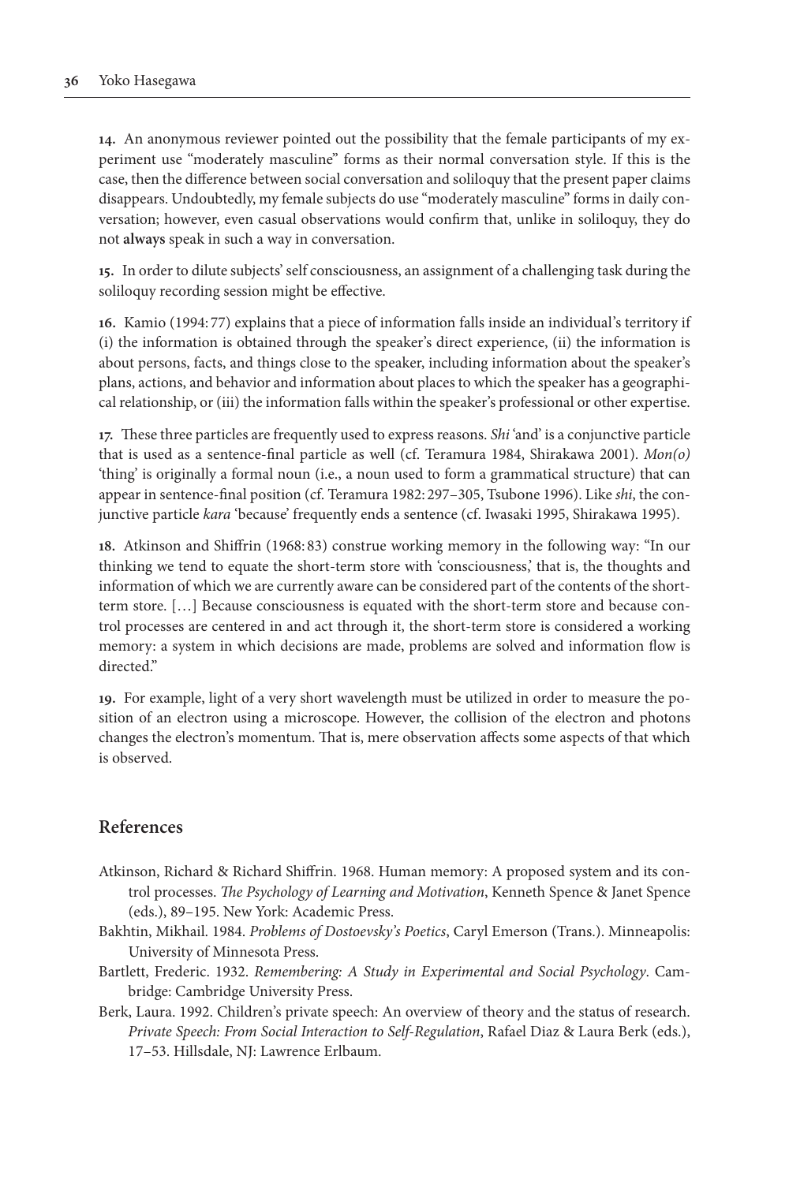**14.** An anonymous reviewer pointed out the possibility that the female participants of my experiment use "moderately masculine" forms as their normal conversation style. If this is the case, then the difference between social conversation and soliloquy that the present paper claims disappears. Undoubtedly, my female subjects do use "moderately masculine" forms in daily conversation; however, even casual observations would confirm that, unlike in soliloquy, they do not **always** speak in such a way in conversation.

**15.** In order to dilute subjects' self consciousness, an assignment of a challenging task during the soliloquy recording session might be effective.

**16.** Kamio (1994: 77) explains that a piece of information falls inside an individual's territory if (i) the information is obtained through the speaker's direct experience, (ii) the information is about persons, facts, and things close to the speaker, including information about the speaker's plans, actions, and behavior and information about places to which the speaker has a geographical relationship, or (iii) the information falls within the speaker's professional or other expertise.

**17.** These three particles are frequently used to express reasons. *Shi* 'and' is a conjunctive particle that is used as a sentence-final particle as well (cf. Teramura 1984, Shirakawa 2001). *Mon(o)* 'thing' is originally a formal noun (i.e., a noun used to form a grammatical structure) that can appear in sentence-final position (cf. Teramura 1982: 297–305, Tsubone 1996). Like *shi*, the conjunctive particle *kara* 'because' frequently ends a sentence (cf. Iwasaki 1995, Shirakawa 1995).

**18.** Atkinson and Shiffrin (1968: 83) construe working memory in the following way: "In our thinking we tend to equate the short-term store with 'consciousness,' that is, the thoughts and information of which we are currently aware can be considered part of the contents of the short-term store. […] Because consciousness is equated with the short-term store and because control processes are centered in and act through it, the short-term store is considered a working memory: a system in which decisions are made, problems are solved and information flow is directed."

**19.** For example, light of a very short wavelength must be utilized in order to measure the position of an electron using a microscope. However, the collision of the electron and photons changes the electron's momentum. That is, mere observation affects some aspects of that which is observed.

## References

Atkinson, Richard & Richard Shiffrin. 1968. Human memory: A proposed system and its control processes. *The Psychology of Learning and Motivation*, Kenneth Spence & Janet Spence (eds.), 89–195. New York: Academic Press.

Bakhtin, Mikhail. 1984. *Problems of Dostoevsky's Poetics*, Caryl Emerson (Trans.). Minneapolis: University of Minnesota Press.

Bartlett, Frederic. 1932. *Remembering: A Study in Experimental and Social Psychology*. Cambridge: Cambridge University Press.

Berk, Laura. 1992. Children's private speech: An overview of theory and the status of research. *Private Speech: From Social Interaction to Self-Regulation*, Rafael Diaz & Laura Berk (eds.), 17–53. Hillsdale, NJ: Lawrence Erlbaum.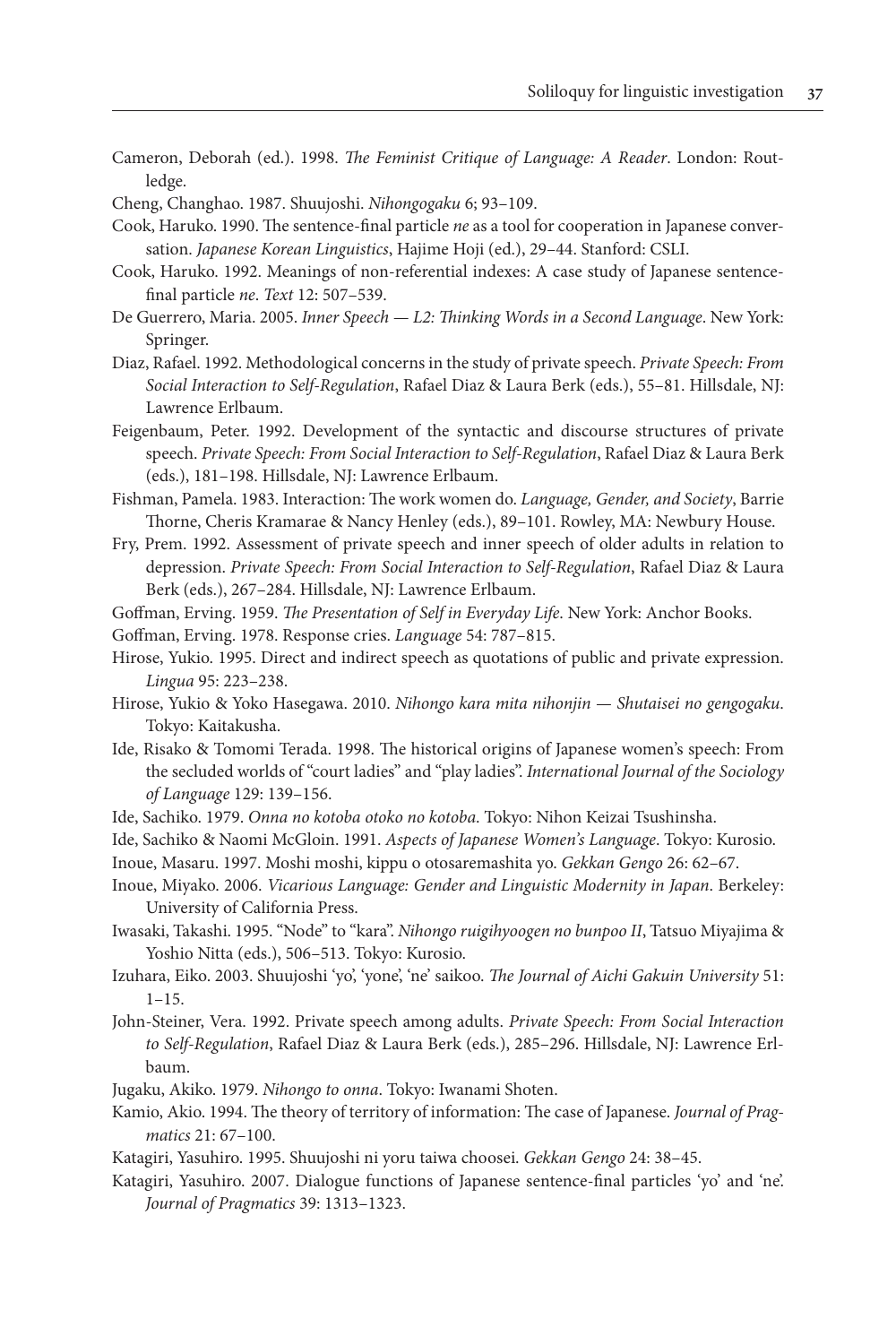Cameron, Deborah (ed.). 1998. *The Feminist Critique of Language: A Reader*. London: Routledge.

Cheng, Changhao. 1987. Shuujoshi. *Nihongogaku* 6; 93–109.

Cook, Haruko. 1990. The sentence-final particle *ne* as a tool for cooperation in Japanese conversation. *Japanese Korean Linguistics*, Hajime Hoji (ed.), 29–44. Stanford: CSLI.

Cook, Haruko. 1992. Meanings of non-referential indexes: A case study of Japanese sentence-final particle *ne*. *Text* 12: 507–539.

De Guerrero, Maria. 2005. *Inner Speech — L2: Thinking Words in a Second Language*. New York: Springer.

Diaz, Rafael. 1992. Methodological concerns in the study of private speech. *Private Speech: From Social Interaction to Self-Regulation*, Rafael Diaz & Laura Berk (eds.), 55–81. Hillsdale, NJ: Lawrence Erlbaum.

Feigenbaum, Peter. 1992. Development of the syntactic and discourse structures of private speech. *Private Speech: From Social Interaction to Self-Regulation*, Rafael Diaz & Laura Berk (eds.), 181–198. Hillsdale, NJ: Lawrence Erlbaum.

Fishman, Pamela. 1983. Interaction: The work women do. *Language, Gender, and Society*, Barrie Thorne, Cheris Kramarae & Nancy Henley (eds.), 89–101. Rowley, MA: Newbury House.

Fry, Prem. 1992. Assessment of private speech and inner speech of older adults in relation to depression. *Private Speech: From Social Interaction to Self-Regulation*, Rafael Diaz & Laura Berk (eds.), 267–284. Hillsdale, NJ: Lawrence Erlbaum.

Goffman, Erving. 1959. *The Presentation of Self in Everyday Life*. New York: Anchor Books.

Goffman, Erving. 1978. Response cries. *Language* 54: 787–815.

Hirose, Yukio. 1995. Direct and indirect speech as quotations of public and private expression. *Lingua* 95: 223–238.

Hirose, Yukio & Yoko Hasegawa. 2010. *Nihongo kara mita nihonjin — Shutaisei no gengogaku*. Tokyo: Kaitakusha.

Ide, Risako & Tomomi Terada. 1998. The historical origins of Japanese women's speech: From the secluded worlds of "court ladies" and "play ladies". *International Journal of the Sociology of Language* 129: 139–156.

Ide, Sachiko. 1979. *Onna no kotoba otoko no kotoba*. Tokyo: Nihon Keizai Tsushinsha.

Ide, Sachiko & Naomi McGloin. 1991. *Aspects of Japanese Women's Language*. Tokyo: Kurosio.

Inoue, Masaru. 1997. Moshi moshi, kippu o otosaremashita yo. *Gekkan Gengo* 26: 62–67.

Inoue, Miyako. 2006. *Vicarious Language: Gender and Linguistic Modernity in Japan*. Berkeley: University of California Press.

Iwasaki, Takashi. 1995. "Node" to "kara". *Nihongo ruigihyoogen no bunpoo II*, Tatsuo Miyajima & Yoshio Nitta (eds.), 506–513. Tokyo: Kurosio.

Izuhara, Eiko. 2003. Shuujoshi 'yo', 'yone', 'ne' saikoo. *The Journal of Aichi Gakuin University* 51: 1–15.

John-Steiner, Vera. 1992. Private speech among adults. *Private Speech: From Social Interaction to Self-Regulation*, Rafael Diaz & Laura Berk (eds.), 285–296. Hillsdale, NJ: Lawrence Erlbaum.

Jugaku, Akiko. 1979. *Nihongo to onna*. Tokyo: Iwanami Shoten.

Kamio, Akio. 1994. The theory of territory of information: The case of Japanese. *Journal of Pragmatics* 21: 67–100.

Katagiri, Yasuhiro. 1995. Shuujoshi ni yoru taiwa choosei. *Gekkan Gengo* 24: 38–45.

Katagiri, Yasuhiro. 2007. Dialogue functions of Japanese sentence-final particles 'yo' and 'ne'. *Journal of Pragmatics* 39: 1313–1323.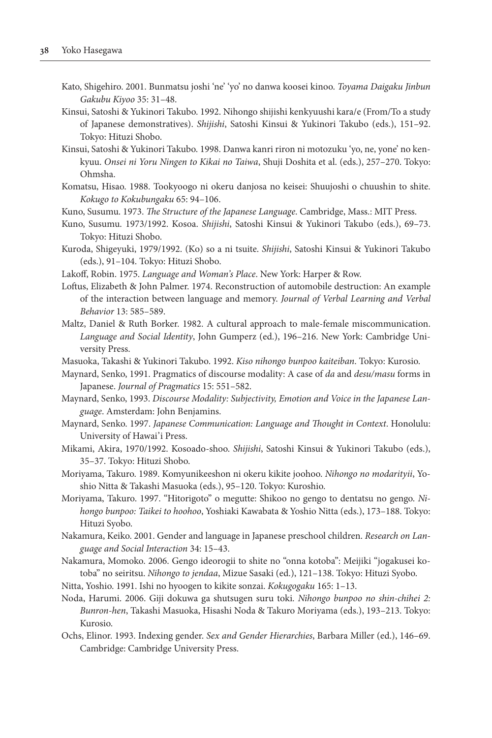Kato, Shigehiro. 2001. Bunmatsu joshi 'ne' 'yo' no danwa koosei kinoo. *Toyama Daigaku Jinbun Gakubu Kiyoo* 35: 31–48.

Kinsui, Satoshi & Yukinori Takubo. 1992. Nihongo shijishi kenkyuushi kara/e (From/To a study of Japanese demonstratives). *Shijishi*, Satoshi Kinsui & Yukinori Takubo (eds.), 151–92. Tokyo: Hituzi Shobo.

Kinsui, Satoshi & Yukinori Takubo. 1998. Danwa kanri riron ni motozuku 'yo, ne, yone' no kenkyuu. *Onsei ni Yoru Ningen to Kikai no Taiwa*, Shuji Doshita et al. (eds.), 257–270. Tokyo: Ohmsha.

Komatsu, Hisao. 1988. Tookyoogo ni okeru danjosa no keisei: Shuujoshi o chuushin to shite. *Kokugo to Kokubungaku* 65: 94–106.

Kuno, Susumu. 1973. *The Structure of the Japanese Language*. Cambridge, Mass.: MIT Press.

Kuno, Susumu. 1973/1992. Kosoa. *Shijishi*, Satoshi Kinsui & Yukinori Takubo (eds.), 69–73. Tokyo: Hituzi Shobo.

Kuroda, Shigeyuki, 1979/1992. (Ko) so a ni tsuite. *Shijishi*, Satoshi Kinsui & Yukinori Takubo (eds.), 91–104. Tokyo: Hituzi Shobo.

Lakoff, Robin. 1975. *Language and Woman's Place*. New York: Harper & Row.

Loftus, Elizabeth & John Palmer. 1974. Reconstruction of automobile destruction: An example of the interaction between language and memory. *Journal of Verbal Learning and Verbal Behavior* 13: 585–589.

Maltz, Daniel & Ruth Borker. 1982. A cultural approach to male-female miscommunication. *Language and Social Identity*, John Gumperz (ed.), 196–216. New York: Cambridge University Press.

Masuoka, Takashi & Yukinori Takubo. 1992. *Kiso nihongo bunpoo kaiteiban*. Tokyo: Kurosio.

Maynard, Senko, 1991. Pragmatics of discourse modality: A case of *da* and *desu/masu* forms in Japanese. *Journal of Pragmatics* 15: 551–582.

Maynard, Senko, 1993. *Discourse Modality: Subjectivity, Emotion and Voice in the Japanese Language*. Amsterdam: John Benjamins.

Maynard, Senko. 1997. *Japanese Communication: Language and Thought in Context*. Honolulu: University of Hawai'i Press.

Mikami, Akira, 1970/1992. Kosoado-shoo. *Shijishi*, Satoshi Kinsui & Yukinori Takubo (eds.), 35–37. Tokyo: Hituzi Shobo.

Moriyama, Takuro. 1989. Komyunikeeshon ni okeru kikite joohoo. *Nihongo no modarityii*, Yoshio Nitta & Takashi Masuoka (eds.), 95–120. Tokyo: Kuroshio.

Moriyama, Takuro. 1997. "Hitorigoto" o megutte: Shikoo no gengo to dentatsu no gengo. *Nihongo bunpoo: Taikei to hoohoo*, Yoshiaki Kawabata & Yoshio Nitta (eds.), 173–188. Tokyo: Hituzi Syobo.

Nakamura, Keiko. 2001. Gender and language in Japanese preschool children. *Research on Language and Social Interaction* 34: 15–43.

Nakamura, Momoko. 2006. Gengo ideorogii to shite no "onna kotoba": Meijiki "jogakusei kotoba" no seiritsu. *Nihongo to jendaa*, Mizue Sasaki (ed.), 121–138. Tokyo: Hituzi Syobo.

Nitta, Yoshio. 1991. Ishi no hyoogen to kikite sonzai. *Kokugogaku* 165: 1–13.

Noda, Harumi. 2006. Giji dokuwa ga shutsugen suru toki. *Nihongo bunpoo no shin-chihei 2: Bunron-hen*, Takashi Masuoka, Hisashi Noda & Takuro Moriyama (eds.), 193–213. Tokyo: Kurosio.

Ochs, Elinor. 1993. Indexing gender. *Sex and Gender Hierarchies*, Barbara Miller (ed.), 146–69. Cambridge: Cambridge University Press.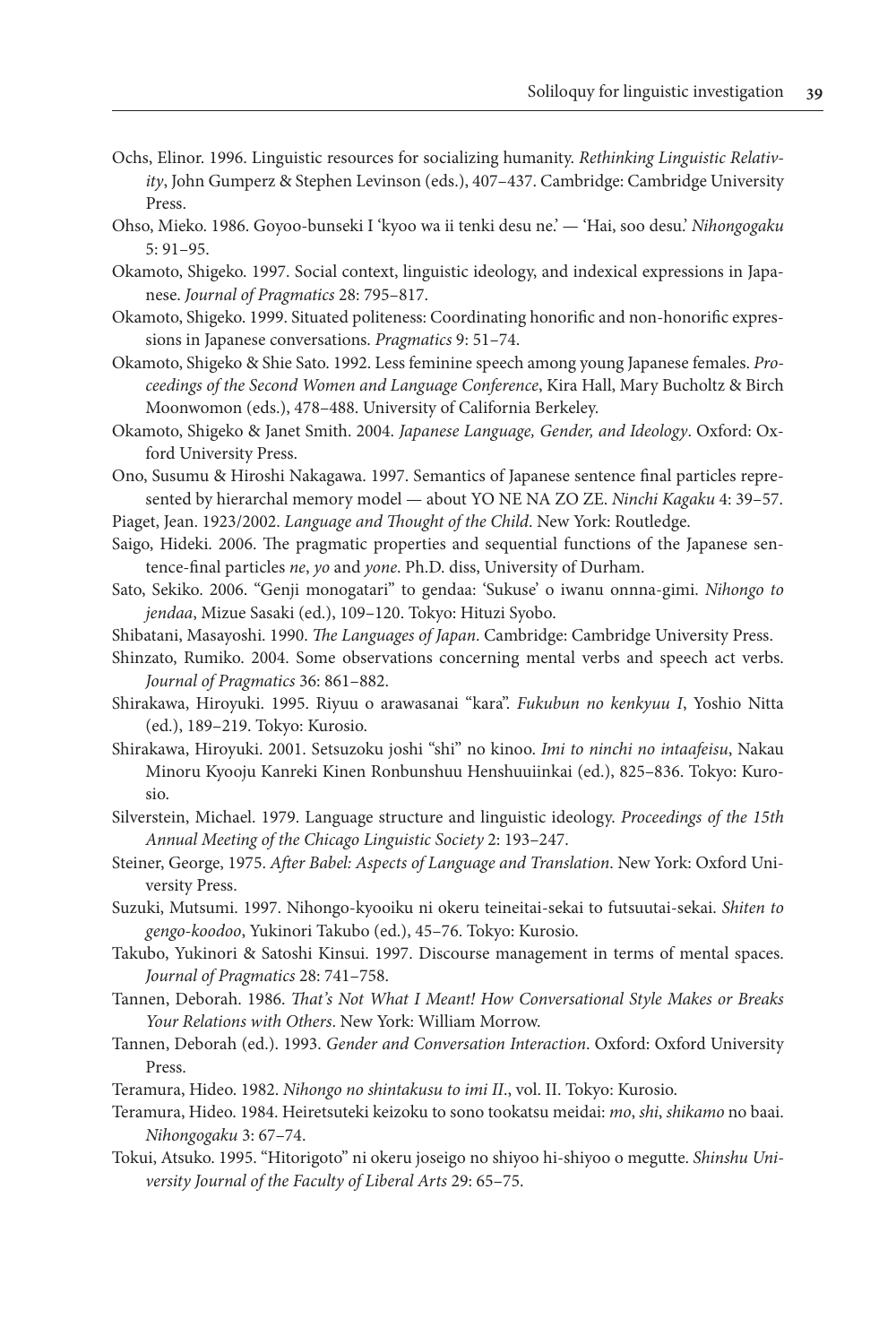Ochs, Elinor. 1996. Linguistic resources for socializing humanity. *Rethinking Linguistic Relativity*, John Gumperz & Stephen Levinson (eds.), 407–437. Cambridge: Cambridge University Press.

Ohso, Mieko. 1986. Goyoo-bunseki I 'kyoo wa ii tenki desu ne.' — 'Hai, soo desu.' *Nihongogaku* 5: 91–95.

Okamoto, Shigeko. 1997. Social context, linguistic ideology, and indexical expressions in Japanese. *Journal of Pragmatics* 28: 795–817.

Okamoto, Shigeko. 1999. Situated politeness: Coordinating honorific and non-honorific expressions in Japanese conversations. *Pragmatics* 9: 51–74.

Okamoto, Shigeko & Shie Sato. 1992. Less feminine speech among young Japanese females. *Proceedings of the Second Women and Language Conference*, Kira Hall, Mary Bucholtz & Birch Moonwomon (eds.), 478–488. University of California Berkeley.

Okamoto, Shigeko & Janet Smith. 2004. *Japanese Language, Gender, and Ideology*. Oxford: Oxford University Press.

Ono, Susumu & Hiroshi Nakagawa. 1997. Semantics of Japanese sentence final particles represented by hierarchal memory model — about YO NE NA ZO ZE. *Ninchi Kagaku* 4: 39–57.

Piaget, Jean. 1923/2002. *Language and Thought of the Child*. New York: Routledge.

Saigo, Hideki. 2006. The pragmatic properties and sequential functions of the Japanese sentence-final particles *ne*, *yo* and *yone*. Ph.D. diss, University of Durham.

Sato, Sekiko. 2006. "Genji monogatari" to gendaa: 'Sukuse' o iwanu onnna-gimi. *Nihongo to jendaa*, Mizue Sasaki (ed.), 109–120. Tokyo: Hituzi Syobo.

Shibatani, Masayoshi. 1990. *The Languages of Japan*. Cambridge: Cambridge University Press.

Shinzato, Rumiko. 2004. Some observations concerning mental verbs and speech act verbs. *Journal of Pragmatics* 36: 861–882.

Shirakawa, Hiroyuki. 1995. Riyuu o arawasanai "kara". *Fukubun no kenkyuu I*, Yoshio Nitta (ed.), 189–219. Tokyo: Kurosio.

Shirakawa, Hiroyuki. 2001. Setsuzoku joshi "shi" no kinoo. *Imi to ninchi no intaafeisu*, Nakau Minoru Kyooju Kanreki Kinen Ronbunshuu Henshuuiinkai (ed.), 825–836. Tokyo: Kurosio.

Silverstein, Michael. 1979. Language structure and linguistic ideology. *Proceedings of the 15th Annual Meeting of the Chicago Linguistic Society* 2: 193–247.

Steiner, George, 1975. *After Babel: Aspects of Language and Translation*. New York: Oxford University Press.

Suzuki, Mutsumi. 1997. Nihongo-kyooiku ni okeru teineitai-sekai to futsuutai-sekai. *Shiten to gengo-koodoo*, Yukinori Takubo (ed.), 45–76. Tokyo: Kurosio.

Takubo, Yukinori & Satoshi Kinsui. 1997. Discourse management in terms of mental spaces. *Journal of Pragmatics* 28: 741–758.

Tannen, Deborah. 1986. *That's Not What I Meant! How Conversational Style Makes or Breaks Your Relations with Others*. New York: William Morrow.

Tannen, Deborah (ed.). 1993. *Gender and Conversation Interaction*. Oxford: Oxford University Press.

Teramura, Hideo. 1982. *Nihongo no shintakusu to imi II*., vol. II. Tokyo: Kurosio.

Teramura, Hideo. 1984. Heiretsuteki keizoku to sono tookatsu meidai: *mo*, *shi*, *shikamo* no baai. *Nihongogaku* 3: 67–74.

Tokui, Atsuko. 1995. "Hitorigoto" ni okeru joseigo no shiyoo hi-shiyoo o megutte. *Shinshu University Journal of the Faculty of Liberal Arts* 29: 65–75.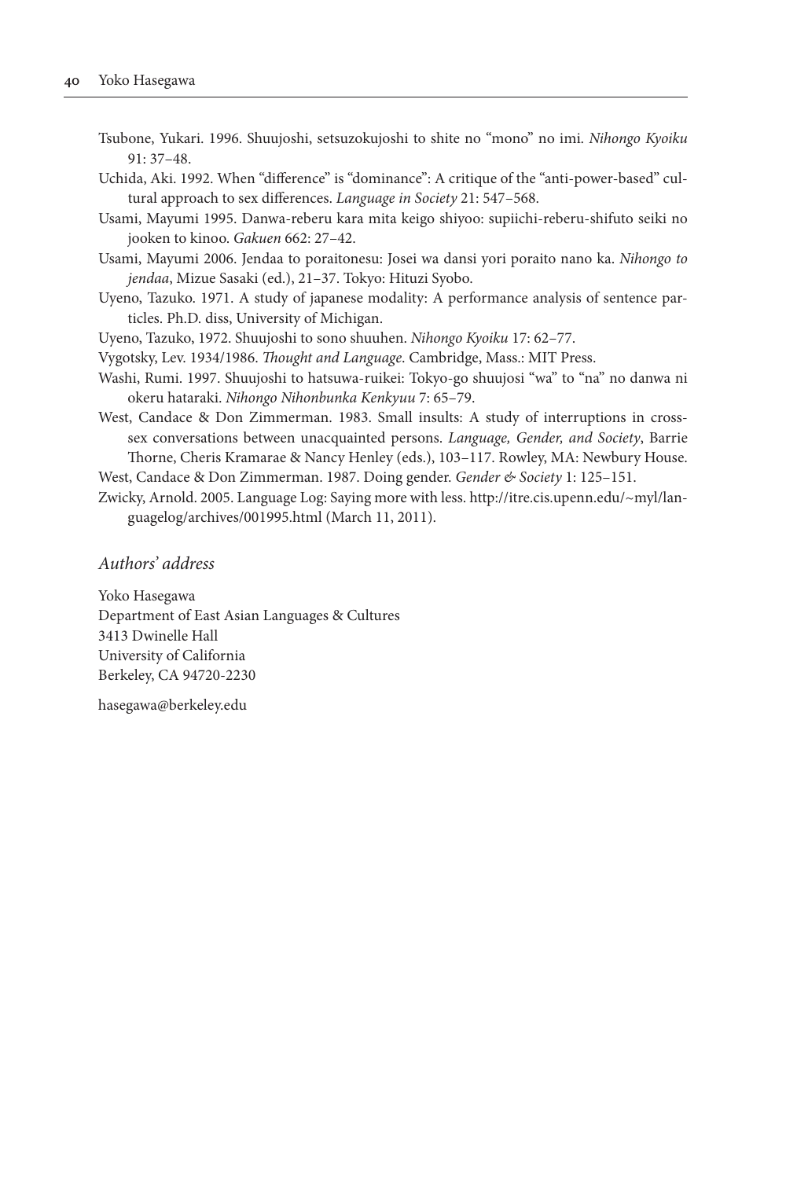Tsubone, Yukari. 1996. Shuujoshi, setsuzokujoshi to shite no "mono" no imi. *Nihongo Kyoiku* 91: 37–48.

Uchida, Aki. 1992. When "difference" is "dominance": A critique of the "anti-power-based" cultural approach to sex differences. *Language in Society* 21: 547–568.

Usami, Mayumi 1995. Danwa-reberu kara mita keigo shiyoo: supiichi-reberu-shifuto seiki no jooken to kinoo. *Gakuen* 662: 27–42.

Usami, Mayumi 2006. Jendaa to poraitonesu: Josei wa dansi yori poraito nano ka. *Nihongo to jendaa*, Mizue Sasaki (ed.), 21–37. Tokyo: Hituzi Syobo.

Uyeno, Tazuko. 1971. A study of japanese modality: A performance analysis of sentence particles. Ph.D. diss, University of Michigan.

Uyeno, Tazuko, 1972. Shuujoshi to sono shuuhen. *Nihongo Kyoiku* 17: 62–77.

Vygotsky, Lev. 1934/1986. *Thought and Language*. Cambridge, Mass.: MIT Press.

Washi, Rumi. 1997. Shuujoshi to hatsuwa-ruikei: Tokyo-go shuujosi "wa" to "na" no danwa ni okeru hataraki. *Nihongo Nihonbunka Kenkyuu* 7: 65–79.

West, Candace & Don Zimmerman. 1983. Small insults: A study of interruptions in cross-sex conversations between unacquainted persons. *Language, Gender, and Society*, Barrie Thorne, Cheris Kramarae & Nancy Henley (eds.), 103–117. Rowley, MA: Newbury House.

West, Candace & Don Zimmerman. 1987. Doing gender. *Gender & Society* 1: 125–151.

Zwicky, Arnold. 2005. Language Log: Saying more with less. http://itre.cis.upenn.edu/~myl/languagelog/archives/001995.html (March 11, 2011).

*Authors' address*

Yoko Hasegawa
Department of East Asian Languages & Cultures
3413 Dwinelle Hall
University of California
Berkeley, CA 94720-2230

hasegawa@berkeley.edu